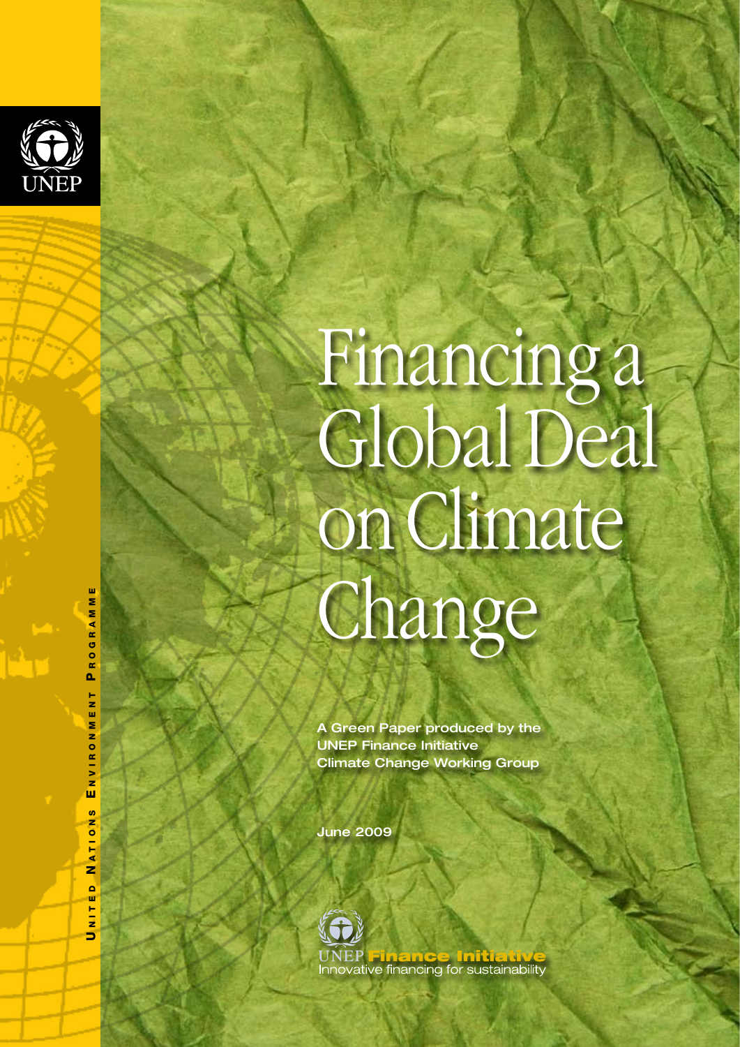UNEP

# Financing a Global Deal on Climate Change

A Green Paper produced by the UNEP Finance Initiative Climate Change Working Group

June 2009

UNEP Finance Initiative
Innovative financing for sustainability

United Nations Environment Programme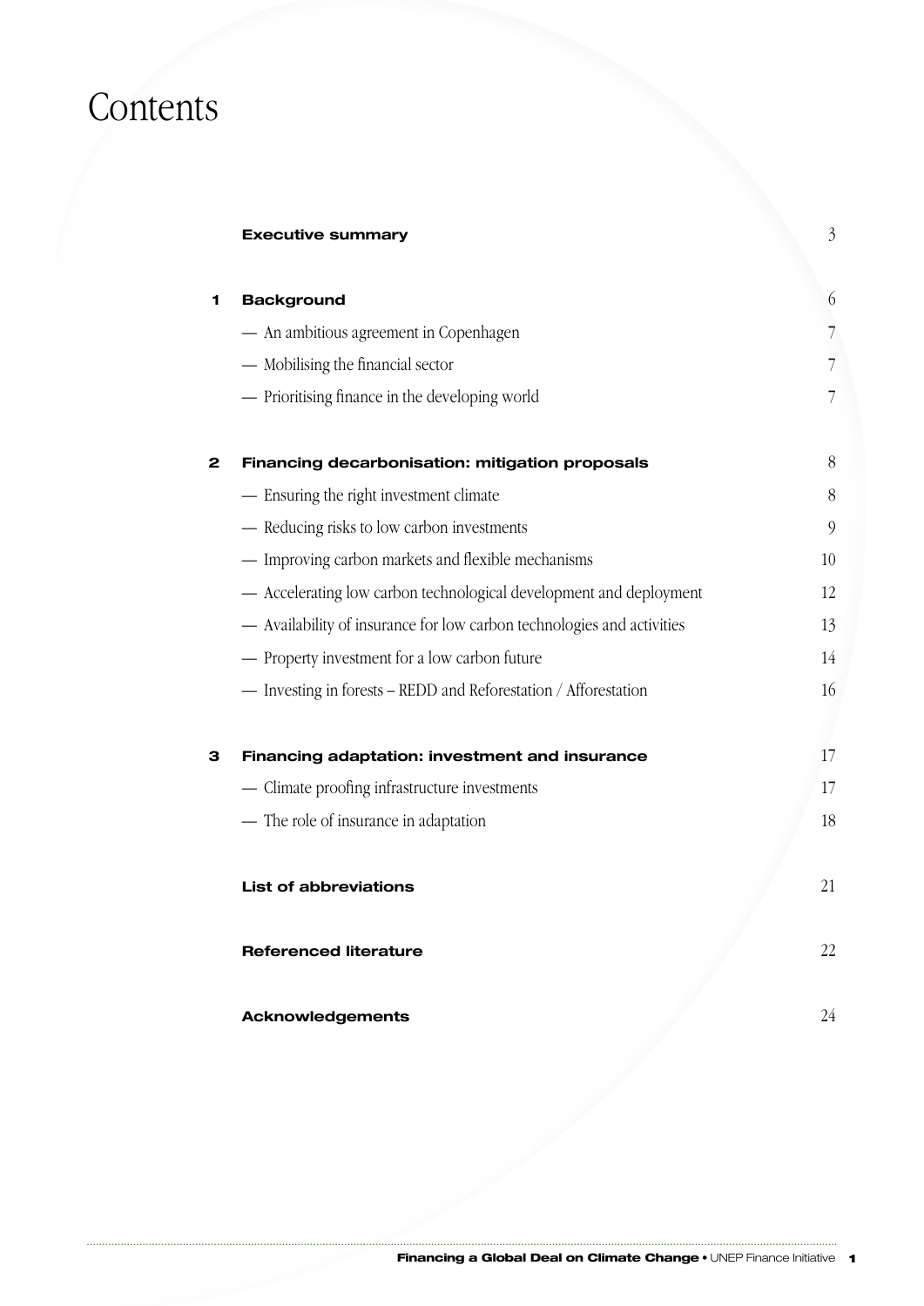# Contents

| | | |
|---|---|---|
| | **Executive summary** | 3 |
| **1** | **Background** | 6 |
| | — An ambitious agreement in Copenhagen | 7 |
| | — Mobilising the financial sector | 7 |
| | — Prioritising finance in the developing world | 7 |
| **2** | **Financing decarbonisation: mitigation proposals** | 8 |
| | — Ensuring the right investment climate | 8 |
| | — Reducing risks to low carbon investments | 9 |
| | — Improving carbon markets and flexible mechanisms | 10 |
| | — Accelerating low carbon technological development and deployment | 12 |
| | — Availability of insurance for low carbon technologies and activities | 13 |
| | — Property investment for a low carbon future | 14 |
| | — Investing in forests – REDD and Reforestation / Afforestation | 16 |
| **3** | **Financing adaptation: investment and insurance** | 17 |
| | — Climate proofing infrastructure investments | 17 |
| | — The role of insurance in adaptation | 18 |
| | **List of abbreviations** | 21 |
| | **Referenced literature** | 22 |
| | **Acknowledgements** | 24 |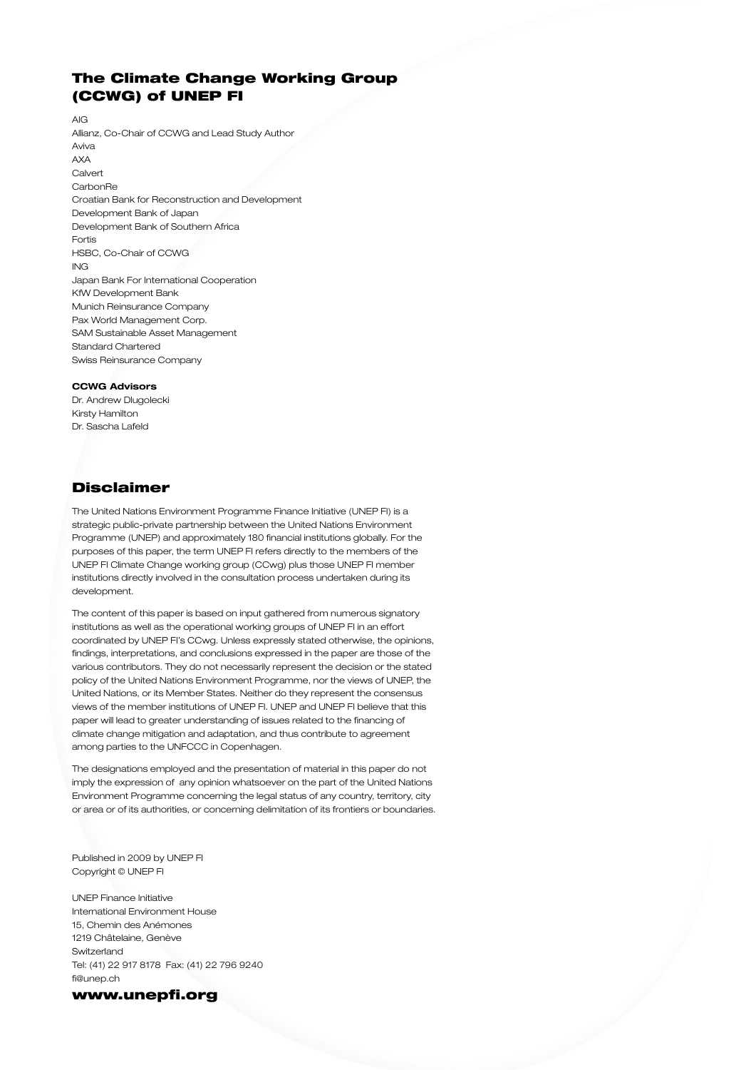## The Climate Change Working Group (CCWG) of UNEP FI

AIG
Allianz, Co-Chair of CCWG and Lead Study Author
Aviva
AXA
Calvert
CarbonRe
Croatian Bank for Reconstruction and Development
Development Bank of Japan
Development Bank of Southern Africa
Fortis
HSBC, Co-Chair of CCWG
ING
Japan Bank For International Cooperation
KfW Development Bank
Munich Reinsurance Company
Pax World Management Corp.
SAM Sustainable Asset Management
Standard Chartered
Swiss Reinsurance Company

**CCWG Advisors**

Dr. Andrew Dlugolecki
Kirsty Hamilton
Dr. Sascha Lafeld

## Disclaimer

The United Nations Environment Programme Finance Initiative (UNEP FI) is a strategic public-private partnership between the United Nations Environment Programme (UNEP) and approximately 180 financial institutions globally. For the purposes of this paper, the term UNEP FI refers directly to the members of the UNEP FI Climate Change working group (CCwg) plus those UNEP FI member institutions directly involved in the consultation process undertaken during its development.

The content of this paper is based on input gathered from numerous signatory institutions as well as the operational working groups of UNEP FI in an effort coordinated by UNEP FI's CCwg. Unless expressly stated otherwise, the opinions, findings, interpretations, and conclusions expressed in the paper are those of the various contributors. They do not necessarily represent the decision or the stated policy of the United Nations Environment Programme, nor the views of UNEP, the United Nations, or its Member States. Neither do they represent the consensus views of the member institutions of UNEP FI. UNEP and UNEP FI believe that this paper will lead to greater understanding of issues related to the financing of climate change mitigation and adaptation, and thus contribute to agreement among parties to the UNFCCC in Copenhagen.

The designations employed and the presentation of material in this paper do not imply the expression of any opinion whatsoever on the part of the United Nations Environment Programme concerning the legal status of any country, territory, city or area or of its authorities, or concerning delimitation of its frontiers or boundaries.

Published in 2009 by UNEP FI
Copyright © UNEP FI

UNEP Finance Initiative
International Environment House
15, Chemin des Anémones
1219 Châtelaine, Genève
Switzerland
Tel: (41) 22 917 8178 Fax: (41) 22 796 9240
fi@unep.ch

**www.unepfi.org**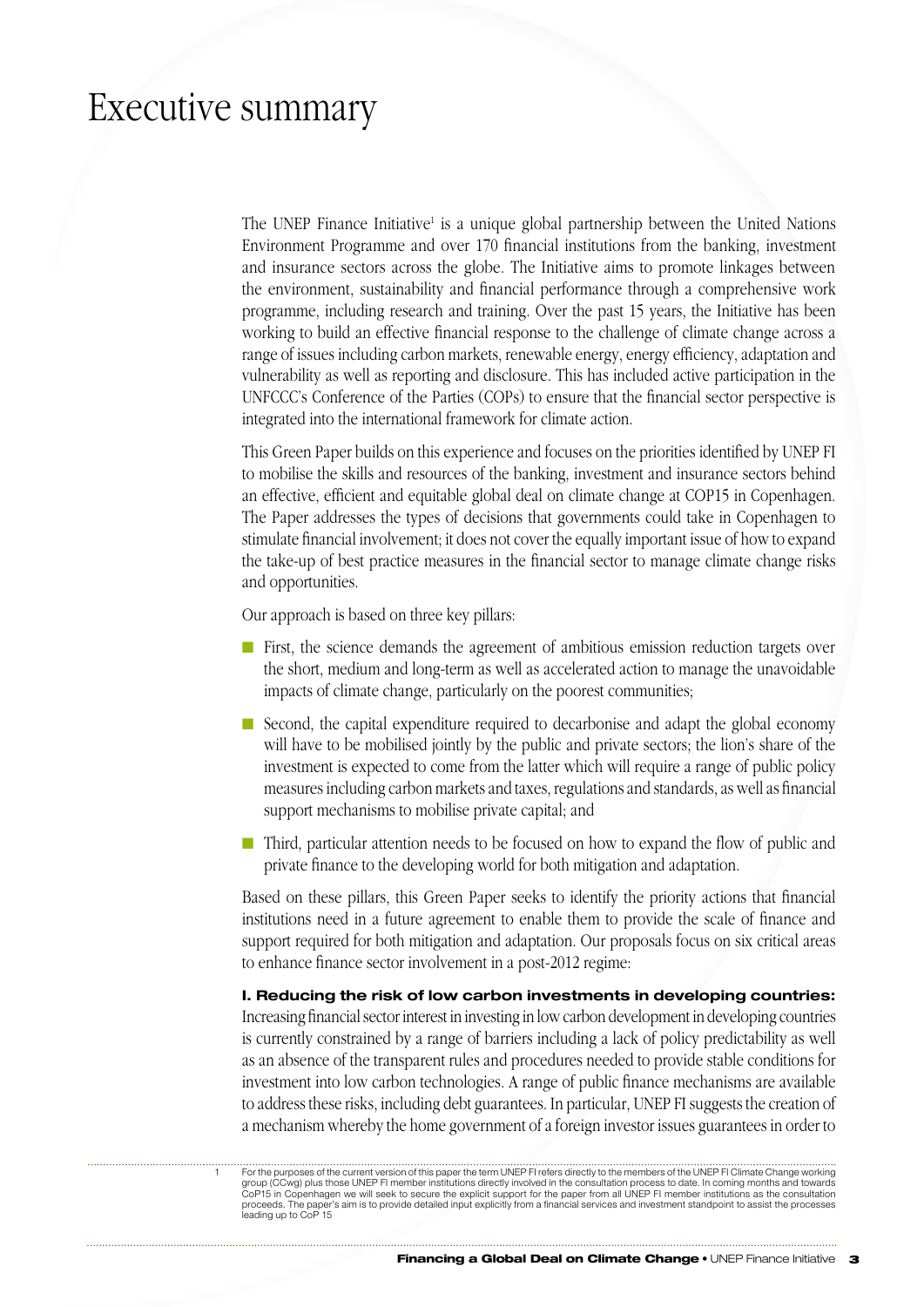# Executive summary

The UNEP Finance Initiative[1] is a unique global partnership between the United Nations Environment Programme and over 170 financial institutions from the banking, investment and insurance sectors across the globe. The Initiative aims to promote linkages between the environment, sustainability and financial performance through a comprehensive work programme, including research and training. Over the past 15 years, the Initiative has been working to build an effective financial response to the challenge of climate change across a range of issues including carbon markets, renewable energy, energy efficiency, adaptation and vulnerability as well as reporting and disclosure. This has included active participation in the UNFCCC's Conference of the Parties (COPs) to ensure that the financial sector perspective is integrated into the international framework for climate action.

This Green Paper builds on this experience and focuses on the priorities identified by UNEP FI to mobilise the skills and resources of the banking, investment and insurance sectors behind an effective, efficient and equitable global deal on climate change at COP15 in Copenhagen. The Paper addresses the types of decisions that governments could take in Copenhagen to stimulate financial involvement; it does not cover the equally important issue of how to expand the take-up of best practice measures in the financial sector to manage climate change risks and opportunities.

Our approach is based on three key pillars:

- First, the science demands the agreement of ambitious emission reduction targets over the short, medium and long-term as well as accelerated action to manage the unavoidable impacts of climate change, particularly on the poorest communities;
- Second, the capital expenditure required to decarbonise and adapt the global economy will have to be mobilised jointly by the public and private sectors; the lion's share of the investment is expected to come from the latter which will require a range of public policy measures including carbon markets and taxes, regulations and standards, as well as financial support mechanisms to mobilise private capital; and
- Third, particular attention needs to be focused on how to expand the flow of public and private finance to the developing world for both mitigation and adaptation.

Based on these pillars, this Green Paper seeks to identify the priority actions that financial institutions need in a future agreement to enable them to provide the scale of finance and support required for both mitigation and adaptation. Our proposals focus on six critical areas to enhance finance sector involvement in a post-2012 regime:

**I. Reducing the risk of low carbon investments in developing countries:** Increasing financial sector interest in investing in low carbon development in developing countries is currently constrained by a range of barriers including a lack of policy predictability as well as an absence of the transparent rules and procedures needed to provide stable conditions for investment into low carbon technologies. A range of public finance mechanisms are available to address these risks, including debt guarantees. In particular, UNEP FI suggests the creation of a mechanism whereby the home government of a foreign investor issues guarantees in order to

---

[1] For the purposes of the current version of this paper the term UNEP FI refers directly to the members of the UNEP FI Climate Change working group (CCwg) plus those UNEP FI member institutions directly involved in the consultation process to date. In coming months and towards CoP15 in Copenhagen we will seek to secure the explicit support for the paper from all UNEP FI member institutions as the consultation proceeds. The paper's aim is to provide detailed input explicitly from a financial services and investment standpoint to assist the processes leading up to CoP 15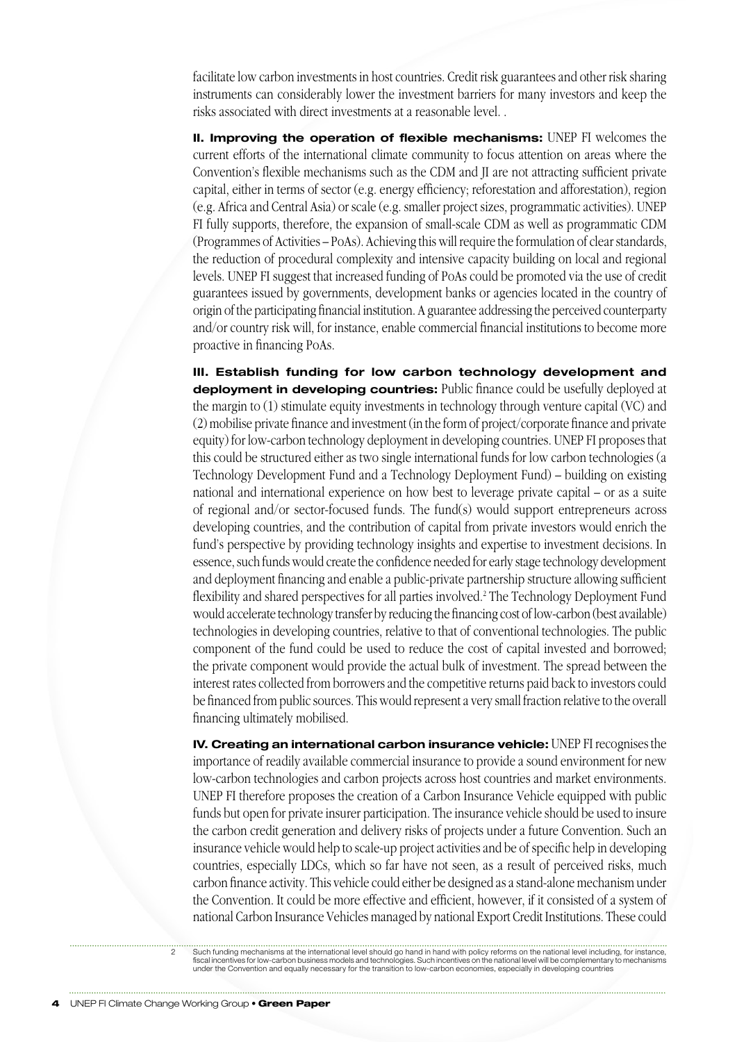facilitate low carbon investments in host countries. Credit risk guarantees and other risk sharing instruments can considerably lower the investment barriers for many investors and keep the risks associated with direct investments at a reasonable level. .

**II. Improving the operation of flexible mechanisms:** UNEP FI welcomes the current efforts of the international climate community to focus attention on areas where the Convention's flexible mechanisms such as the CDM and JI are not attracting sufficient private capital, either in terms of sector (e.g. energy efficiency; reforestation and afforestation), region (e.g. Africa and Central Asia) or scale (e.g. smaller project sizes, programmatic activities). UNEP FI fully supports, therefore, the expansion of small-scale CDM as well as programmatic CDM (Programmes of Activities – PoAs). Achieving this will require the formulation of clear standards, the reduction of procedural complexity and intensive capacity building on local and regional levels. UNEP FI suggest that increased funding of PoAs could be promoted via the use of credit guarantees issued by governments, development banks or agencies located in the country of origin of the participating financial institution. A guarantee addressing the perceived counterparty and/or country risk will, for instance, enable commercial financial institutions to become more proactive in financing PoAs.

**III. Establish funding for low carbon technology development and deployment in developing countries:** Public finance could be usefully deployed at the margin to (1) stimulate equity investments in technology through venture capital (VC) and (2) mobilise private finance and investment (in the form of project/corporate finance and private equity) for low-carbon technology deployment in developing countries. UNEP FI proposes that this could be structured either as two single international funds for low carbon technologies (a Technology Development Fund and a Technology Deployment Fund) – building on existing national and international experience on how best to leverage private capital – or as a suite of regional and/or sector-focused funds. The fund(s) would support entrepreneurs across developing countries, and the contribution of capital from private investors would enrich the fund's perspective by providing technology insights and expertise to investment decisions. In essence, such funds would create the confidence needed for early stage technology development and deployment financing and enable a public-private partnership structure allowing sufficient flexibility and shared perspectives for all parties involved.[2] The Technology Deployment Fund would accelerate technology transfer by reducing the financing cost of low-carbon (best available) technologies in developing countries, relative to that of conventional technologies. The public component of the fund could be used to reduce the cost of capital invested and borrowed; the private component would provide the actual bulk of investment. The spread between the interest rates collected from borrowers and the competitive returns paid back to investors could be financed from public sources. This would represent a very small fraction relative to the overall financing ultimately mobilised.

**IV. Creating an international carbon insurance vehicle:** UNEP FI recognises the importance of readily available commercial insurance to provide a sound environment for new low-carbon technologies and carbon projects across host countries and market environments. UNEP FI therefore proposes the creation of a Carbon Insurance Vehicle equipped with public funds but open for private insurer participation. The insurance vehicle should be used to insure the carbon credit generation and delivery risks of projects under a future Convention. Such an insurance vehicle would help to scale-up project activities and be of specific help in developing countries, especially LDCs, which so far have not seen, as a result of perceived risks, much carbon finance activity. This vehicle could either be designed as a stand-alone mechanism under the Convention. It could be more effective and efficient, however, if it consisted of a system of national Carbon Insurance Vehicles managed by national Export Credit Institutions. These could

---

2 Such funding mechanisms at the international level should go hand in hand with policy reforms on the national level including, for instance, fiscal incentives for low-carbon business models and technologies. Such incentives on the national level will be complementary to mechanisms under the Convention and equally necessary for the transition to low-carbon economies, especially in developing countries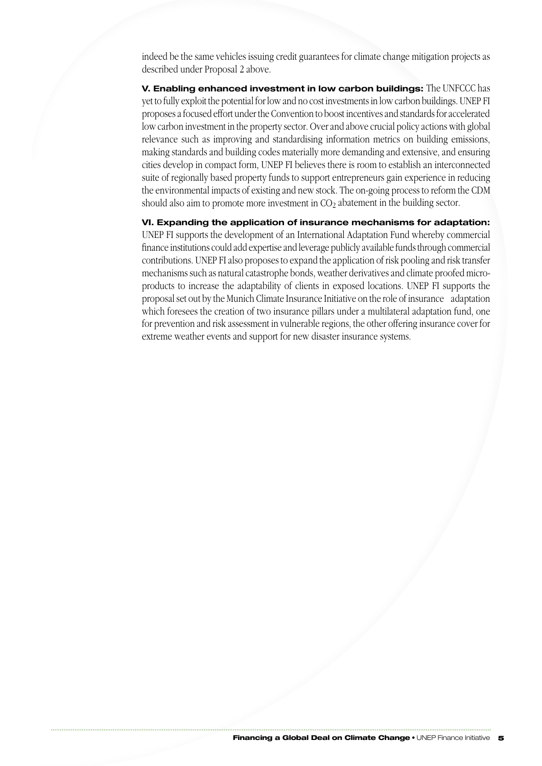indeed be the same vehicles issuing credit guarantees for climate change mitigation projects as described under Proposal 2 above.

**V. Enabling enhanced investment in low carbon buildings:** The UNFCCC has yet to fully exploit the potential for low and no cost investments in low carbon buildings. UNEP FI proposes a focused effort under the Convention to boost incentives and standards for accelerated low carbon investment in the property sector. Over and above crucial policy actions with global relevance such as improving and standardising information metrics on building emissions, making standards and building codes materially more demanding and extensive, and ensuring cities develop in compact form, UNEP FI believes there is room to establish an interconnected suite of regionally based property funds to support entrepreneurs gain experience in reducing the environmental impacts of existing and new stock. The on-going process to reform the CDM should also aim to promote more investment in $CO_2$ abatement in the building sector.

**VI. Expanding the application of insurance mechanisms for adaptation:** UNEP FI supports the development of an International Adaptation Fund whereby commercial finance institutions could add expertise and leverage publicly available funds through commercial contributions. UNEP FI also proposes to expand the application of risk pooling and risk transfer mechanisms such as natural catastrophe bonds, weather derivatives and climate proofed micro-products to increase the adaptability of clients in exposed locations. UNEP FI supports the proposal set out by the Munich Climate Insurance Initiative on the role of insurance adaptation which foresees the creation of two insurance pillars under a multilateral adaptation fund, one for prevention and risk assessment in vulnerable regions, the other offering insurance cover for extreme weather events and support for new disaster insurance systems.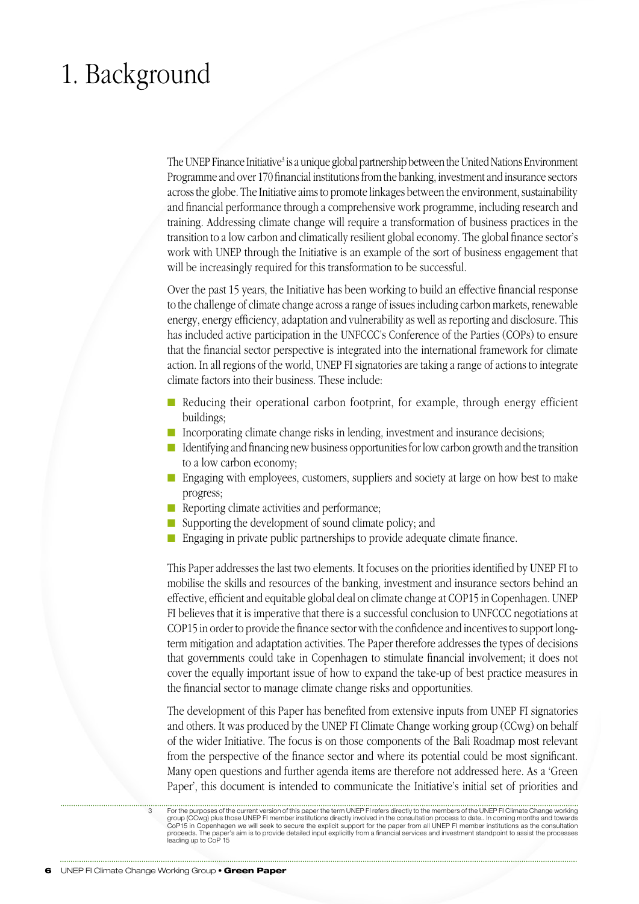# 1. Background

The UNEP Finance Initiative[3] is a unique global partnership between the United Nations Environment Programme and over 170 financial institutions from the banking, investment and insurance sectors across the globe. The Initiative aims to promote linkages between the environment, sustainability and financial performance through a comprehensive work programme, including research and training. Addressing climate change will require a transformation of business practices in the transition to a low carbon and climatically resilient global economy. The global finance sector's work with UNEP through the Initiative is an example of the sort of business engagement that will be increasingly required for this transformation to be successful.

Over the past 15 years, the Initiative has been working to build an effective financial response to the challenge of climate change across a range of issues including carbon markets, renewable energy, energy efficiency, adaptation and vulnerability as well as reporting and disclosure. This has included active participation in the UNFCCC's Conference of the Parties (COPs) to ensure that the financial sector perspective is integrated into the international framework for climate action. In all regions of the world, UNEP FI signatories are taking a range of actions to integrate climate factors into their business. These include:

- Reducing their operational carbon footprint, for example, through energy efficient buildings;
- Incorporating climate change risks in lending, investment and insurance decisions;
- Identifying and financing new business opportunities for low carbon growth and the transition to a low carbon economy;
- Engaging with employees, customers, suppliers and society at large on how best to make progress;
- Reporting climate activities and performance;
- Supporting the development of sound climate policy; and
- Engaging in private public partnerships to provide adequate climate finance.

This Paper addresses the last two elements. It focuses on the priorities identified by UNEP FI to mobilise the skills and resources of the banking, investment and insurance sectors behind an effective, efficient and equitable global deal on climate change at COP15 in Copenhagen. UNEP FI believes that it is imperative that there is a successful conclusion to UNFCCC negotiations at COP15 in order to provide the finance sector with the confidence and incentives to support long-term mitigation and adaptation activities. The Paper therefore addresses the types of decisions that governments could take in Copenhagen to stimulate financial involvement; it does not cover the equally important issue of how to expand the take-up of best practice measures in the financial sector to manage climate change risks and opportunities.

The development of this Paper has benefited from extensive inputs from UNEP FI signatories and others. It was produced by the UNEP FI Climate Change working group (CCwg) on behalf of the wider Initiative. The focus is on those components of the Bali Roadmap most relevant from the perspective of the finance sector and where its potential could be most significant. Many open questions and further agenda items are therefore not addressed here. As a 'Green Paper', this document is intended to communicate the Initiative's initial set of priorities and

---

[3] For the purposes of the current version of this paper the term UNEP FI refers directly to the members of the UNEP FI Climate Change working group (CCwg) plus those UNEP FI member institutions directly involved in the consultation process to date.. In coming months and towards CoP15 in Copenhagen we will seek to secure the explicit support for the paper from all UNEP FI member institutions as the consultation proceeds. The paper's aim is to provide detailed input explicitly from a financial services and investment standpoint to assist the processes leading up to CoP 15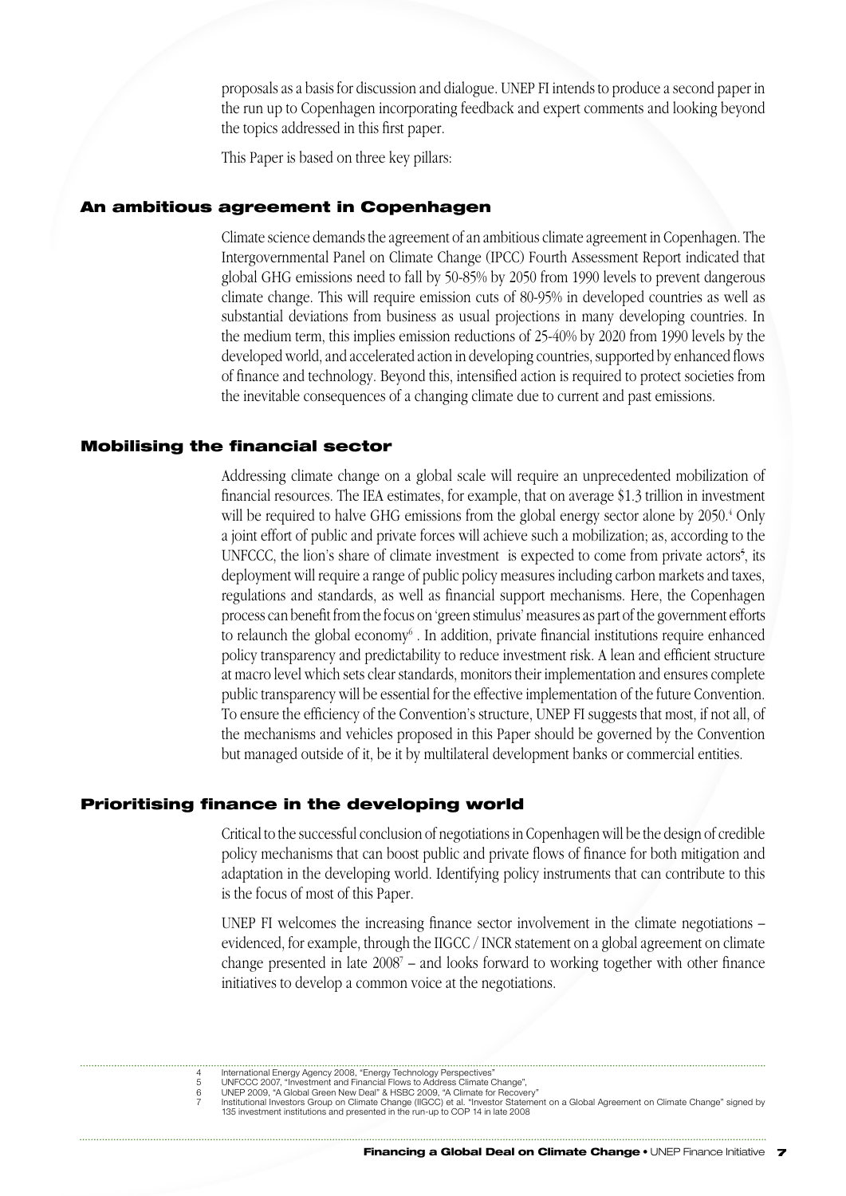proposals as a basis for discussion and dialogue. UNEP FI intends to produce a second paper in the run up to Copenhagen incorporating feedback and expert comments and looking beyond the topics addressed in this first paper.

This Paper is based on three key pillars:

## An ambitious agreement in Copenhagen

Climate science demands the agreement of an ambitious climate agreement in Copenhagen. The Intergovernmental Panel on Climate Change (IPCC) Fourth Assessment Report indicated that global GHG emissions need to fall by 50-85% by 2050 from 1990 levels to prevent dangerous climate change. This will require emission cuts of 80-95% in developed countries as well as substantial deviations from business as usual projections in many developing countries. In the medium term, this implies emission reductions of 25-40% by 2020 from 1990 levels by the developed world, and accelerated action in developing countries, supported by enhanced flows of finance and technology. Beyond this, intensified action is required to protect societies from the inevitable consequences of a changing climate due to current and past emissions.

## Mobilising the financial sector

Addressing climate change on a global scale will require an unprecedented mobilization of financial resources. The IEA estimates, for example, that on average $1.3 trillion in investment will be required to halve GHG emissions from the global energy sector alone by 2050.[4] Only a joint effort of public and private forces will achieve such a mobilization; as, according to the UNFCCC, the lion's share of climate investment is expected to come from private actors[5], its deployment will require a range of public policy measures including carbon markets and taxes, regulations and standards, as well as financial support mechanisms. Here, the Copenhagen process can benefit from the focus on 'green stimulus' measures as part of the government efforts to relaunch the global economy[6]. In addition, private financial institutions require enhanced policy transparency and predictability to reduce investment risk. A lean and efficient structure at macro level which sets clear standards, monitors their implementation and ensures complete public transparency will be essential for the effective implementation of the future Convention. To ensure the efficiency of the Convention's structure, UNEP FI suggests that most, if not all, of the mechanisms and vehicles proposed in this Paper should be governed by the Convention but managed outside of it, be it by multilateral development banks or commercial entities.

## Prioritising finance in the developing world

Critical to the successful conclusion of negotiations in Copenhagen will be the design of credible policy mechanisms that can boost public and private flows of finance for both mitigation and adaptation in the developing world. Identifying policy instruments that can contribute to this is the focus of most of this Paper.

UNEP FI welcomes the increasing finance sector involvement in the climate negotiations – evidenced, for example, through the IIGCC / INCR statement on a global agreement on climate change presented in late 2008[7] – and looks forward to working together with other finance initiatives to develop a common voice at the negotiations.

---

4 International Energy Agency 2008, "Energy Technology Perspectives"
5 UNFCCC 2007, "Investment and Financial Flows to Address Climate Change",
6 UNEP 2009, "A Global Green New Deal" & HSBC 2009, "A Climate for Recovery"
7 Institutional Investors Group on Climate Change (IIGCC) et al. "Investor Statement on a Global Agreement on Climate Change" signed by 135 investment institutions and presented in the run-up to COP 14 in late 2008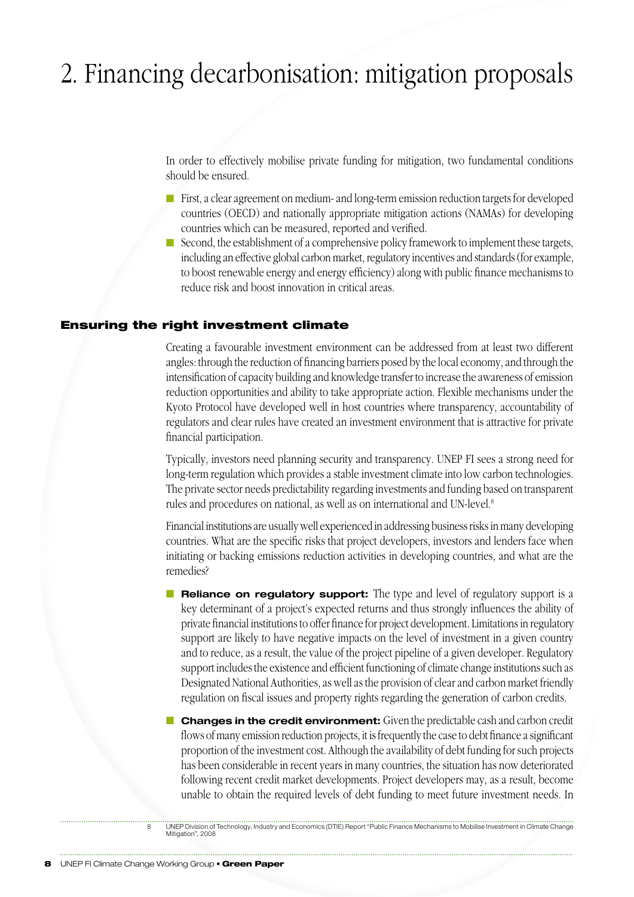# 2. Financing decarbonisation: mitigation proposals

In order to effectively mobilise private funding for mitigation, two fundamental conditions should be ensured.

- First, a clear agreement on medium- and long-term emission reduction targets for developed countries (OECD) and nationally appropriate mitigation actions (NAMAs) for developing countries which can be measured, reported and verified.
- Second, the establishment of a comprehensive policy framework to implement these targets, including an effective global carbon market, regulatory incentives and standards (for example, to boost renewable energy and energy efficiency) along with public finance mechanisms to reduce risk and boost innovation in critical areas.

## Ensuring the right investment climate

Creating a favourable investment environment can be addressed from at least two different angles: through the reduction of financing barriers posed by the local economy, and through the intensification of capacity building and knowledge transfer to increase the awareness of emission reduction opportunities and ability to take appropriate action. Flexible mechanisms under the Kyoto Protocol have developed well in host countries where transparency, accountability of regulators and clear rules have created an investment environment that is attractive for private financial participation.

Typically, investors need planning security and transparency. UNEP FI sees a strong need for long-term regulation which provides a stable investment climate into low carbon technologies. The private sector needs predictability regarding investments and funding based on transparent rules and procedures on national, as well as on international and UN-level.[8]

Financial institutions are usually well experienced in addressing business risks in many developing countries. What are the specific risks that project developers, investors and lenders face when initiating or backing emissions reduction activities in developing countries, and what are the remedies?

- **Reliance on regulatory support:** The type and level of regulatory support is a key determinant of a project's expected returns and thus strongly influences the ability of private financial institutions to offer finance for project development. Limitations in regulatory support are likely to have negative impacts on the level of investment in a given country and to reduce, as a result, the value of the project pipeline of a given developer. Regulatory support includes the existence and efficient functioning of climate change institutions such as Designated National Authorities, as well as the provision of clear and carbon market friendly regulation on fiscal issues and property rights regarding the generation of carbon credits.

- **Changes in the credit environment:** Given the predictable cash and carbon credit flows of many emission reduction projects, it is frequently the case to debt finance a significant proportion of the investment cost. Although the availability of debt funding for such projects has been considerable in recent years in many countries, the situation has now deteriorated following recent credit market developments. Project developers may, as a result, become unable to obtain the required levels of debt funding to meet future investment needs. In

8 UNEP Division of Technology, Industry and Economics (DTIE) Report "Public Finance Mechanisms to Mobilise Investment in Climate Change Mitigation", 2008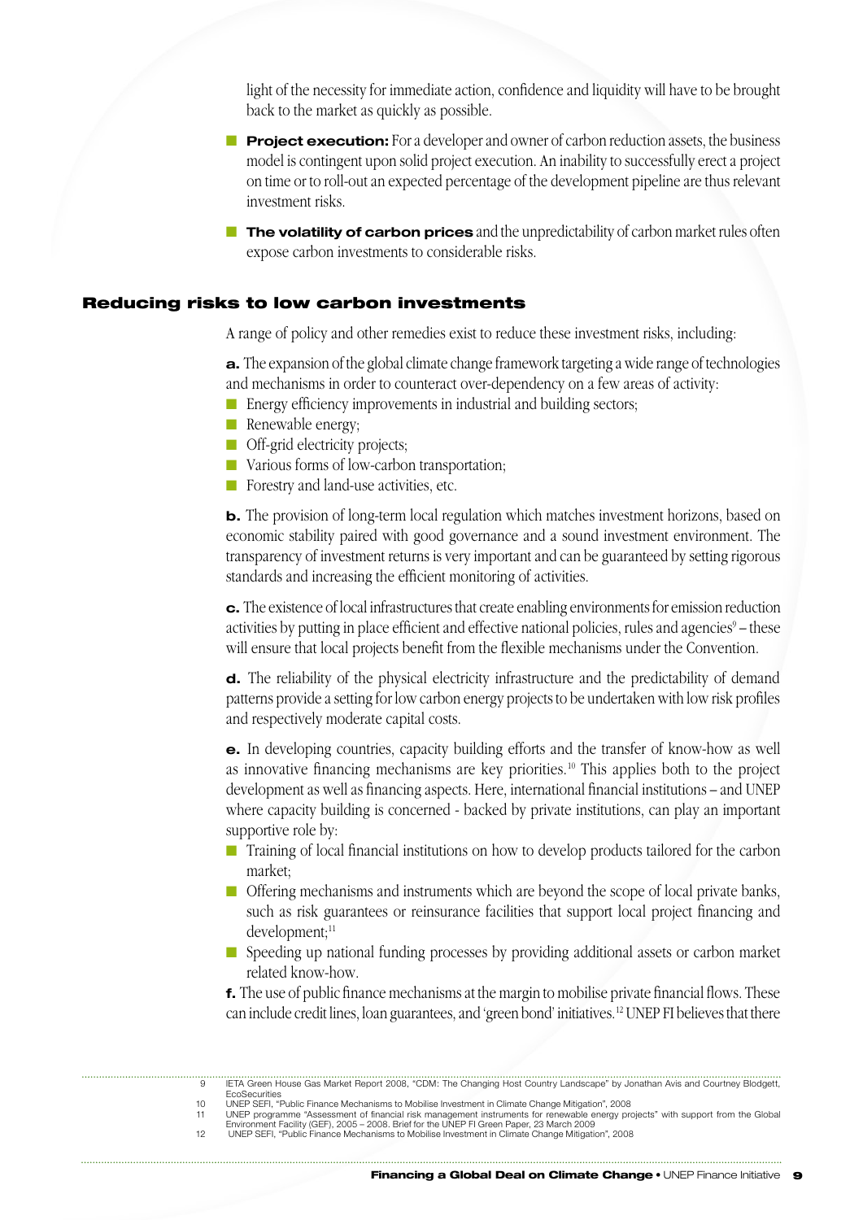light of the necessity for immediate action, confidence and liquidity will have to be brought back to the market as quickly as possible.

- **Project execution:** For a developer and owner of carbon reduction assets, the business model is contingent upon solid project execution. An inability to successfully erect a project on time or to roll-out an expected percentage of the development pipeline are thus relevant investment risks.
- **The volatility of carbon prices** and the unpredictability of carbon market rules often expose carbon investments to considerable risks.

## Reducing risks to low carbon investments

A range of policy and other remedies exist to reduce these investment risks, including:

**a.** The expansion of the global climate change framework targeting a wide range of technologies and mechanisms in order to counteract over-dependency on a few areas of activity:

- Energy efficiency improvements in industrial and building sectors;
- Renewable energy;
- Off-grid electricity projects;
- Various forms of low-carbon transportation;
- Forestry and land-use activities, etc.

**b.** The provision of long-term local regulation which matches investment horizons, based on economic stability paired with good governance and a sound investment environment. The transparency of investment returns is very important and can be guaranteed by setting rigorous standards and increasing the efficient monitoring of activities.

**c.** The existence of local infrastructures that create enabling environments for emission reduction activities by putting in place efficient and effective national policies, rules and agencies[9] – these will ensure that local projects benefit from the flexible mechanisms under the Convention.

**d.** The reliability of the physical electricity infrastructure and the predictability of demand patterns provide a setting for low carbon energy projects to be undertaken with low risk profiles and respectively moderate capital costs.

**e.** In developing countries, capacity building efforts and the transfer of know-how as well as innovative financing mechanisms are key priorities.[10] This applies both to the project development as well as financing aspects. Here, international financial institutions – and UNEP where capacity building is concerned - backed by private institutions, can play an important supportive role by:

- Training of local financial institutions on how to develop products tailored for the carbon market;
- Offering mechanisms and instruments which are beyond the scope of local private banks, such as risk guarantees or reinsurance facilities that support local project financing and development;[11]
- Speeding up national funding processes by providing additional assets or carbon market related know-how.

**f.** The use of public finance mechanisms at the margin to mobilise private financial flows. These can include credit lines, loan guarantees, and 'green bond' initiatives.[12] UNEP FI believes that there

---

9 IETA Green House Gas Market Report 2008, "CDM: The Changing Host Country Landscape" by Jonathan Avis and Courtney Blodgett, EcoSecurities

10 UNEP SEFI, "Public Finance Mechanisms to Mobilise Investment in Climate Change Mitigation", 2008

11 UNEP programme "Assessment of financial risk management instruments for renewable energy projects" with support from the Global Environment Facility (GEF), 2005 – 2008. Brief for the UNEP FI Green Paper, 23 March 2009

12 UNEP SEFI, "Public Finance Mechanisms to Mobilise Investment in Climate Change Mitigation", 2008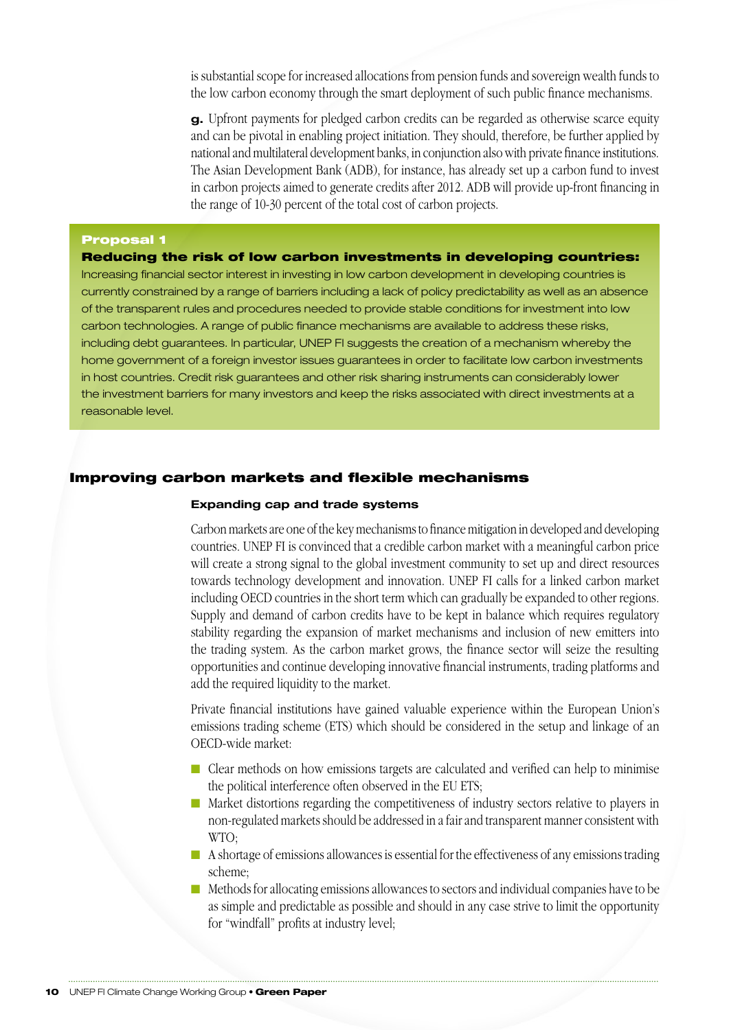is substantial scope for increased allocations from pension funds and sovereign wealth funds to the low carbon economy through the smart deployment of such public finance mechanisms.

**g.** Upfront payments for pledged carbon credits can be regarded as otherwise scarce equity and can be pivotal in enabling project initiation. They should, therefore, be further applied by national and multilateral development banks, in conjunction also with private finance institutions. The Asian Development Bank (ADB), for instance, has already set up a carbon fund to invest in carbon projects aimed to generate credits after 2012. ADB will provide up-front financing in the range of 10-30 percent of the total cost of carbon projects.

**Proposal 1**

**Reducing the risk of low carbon investments in developing countries:**
Increasing financial sector interest in investing in low carbon development in developing countries is currently constrained by a range of barriers including a lack of policy predictability as well as an absence of the transparent rules and procedures needed to provide stable conditions for investment into low carbon technologies. A range of public finance mechanisms are available to address these risks, including debt guarantees. In particular, UNEP FI suggests the creation of a mechanism whereby the home government of a foreign investor issues guarantees in order to facilitate low carbon investments in host countries. Credit risk guarantees and other risk sharing instruments can considerably lower the investment barriers for many investors and keep the risks associated with direct investments at a reasonable level.

## Improving carbon markets and flexible mechanisms

### Expanding cap and trade systems

Carbon markets are one of the key mechanisms to finance mitigation in developed and developing countries. UNEP FI is convinced that a credible carbon market with a meaningful carbon price will create a strong signal to the global investment community to set up and direct resources towards technology development and innovation. UNEP FI calls for a linked carbon market including OECD countries in the short term which can gradually be expanded to other regions. Supply and demand of carbon credits have to be kept in balance which requires regulatory stability regarding the expansion of market mechanisms and inclusion of new emitters into the trading system. As the carbon market grows, the finance sector will seize the resulting opportunities and continue developing innovative financial instruments, trading platforms and add the required liquidity to the market.

Private financial institutions have gained valuable experience within the European Union's emissions trading scheme (ETS) which should be considered in the setup and linkage of an OECD-wide market:

- Clear methods on how emissions targets are calculated and verified can help to minimise the political interference often observed in the EU ETS;
- Market distortions regarding the competitiveness of industry sectors relative to players in non-regulated markets should be addressed in a fair and transparent manner consistent with WTO;
- A shortage of emissions allowances is essential for the effectiveness of any emissions trading scheme;
- Methods for allocating emissions allowances to sectors and individual companies have to be as simple and predictable as possible and should in any case strive to limit the opportunity for "windfall" profits at industry level;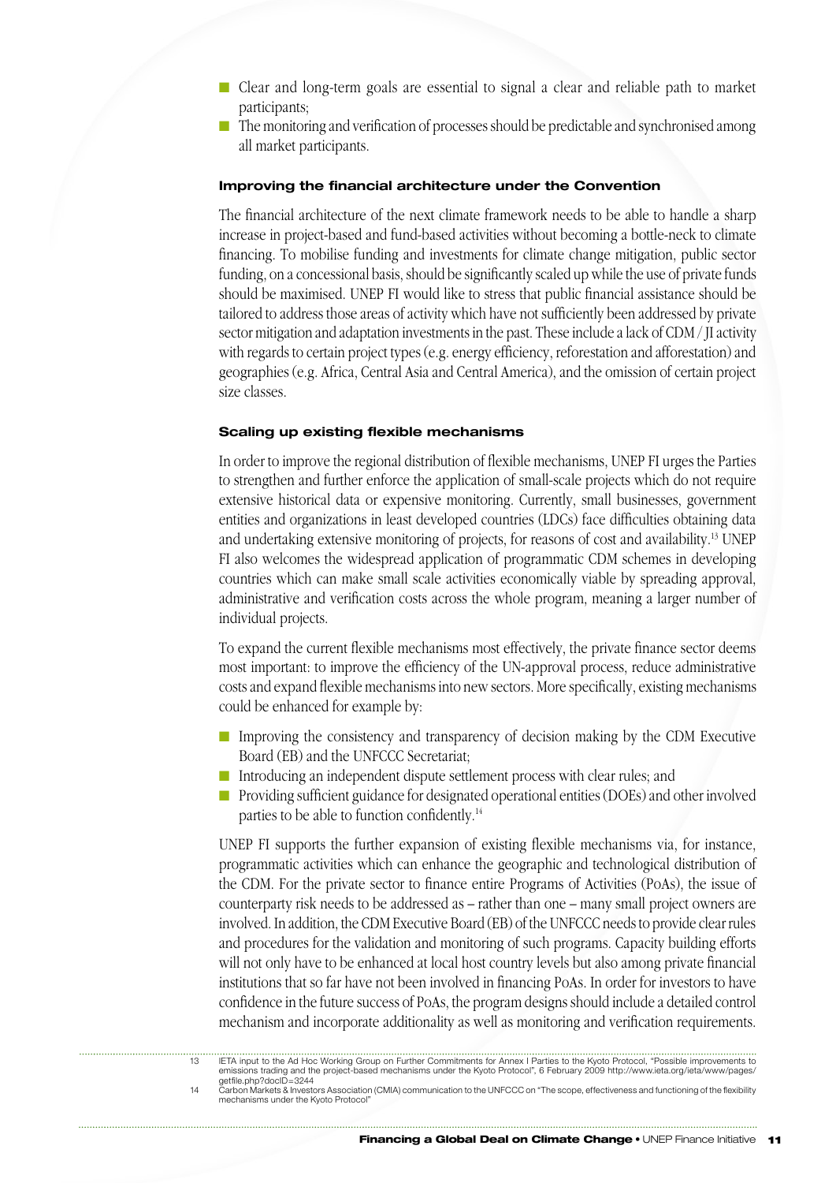- Clear and long-term goals are essential to signal a clear and reliable path to market participants;
- The monitoring and verification of processes should be predictable and synchronised among all market participants.

### Improving the financial architecture under the Convention

The financial architecture of the next climate framework needs to be able to handle a sharp increase in project-based and fund-based activities without becoming a bottle-neck to climate financing. To mobilise funding and investments for climate change mitigation, public sector funding, on a concessional basis, should be significantly scaled up while the use of private funds should be maximised. UNEP FI would like to stress that public financial assistance should be tailored to address those areas of activity which have not sufficiently been addressed by private sector mitigation and adaptation investments in the past. These include a lack of CDM / JI activity with regards to certain project types (e.g. energy efficiency, reforestation and afforestation) and geographies (e.g. Africa, Central Asia and Central America), and the omission of certain project size classes.

### Scaling up existing flexible mechanisms

In order to improve the regional distribution of flexible mechanisms, UNEP FI urges the Parties to strengthen and further enforce the application of small-scale projects which do not require extensive historical data or expensive monitoring. Currently, small businesses, government entities and organizations in least developed countries (LDCs) face difficulties obtaining data and undertaking extensive monitoring of projects, for reasons of cost and availability.[13] UNEP FI also welcomes the widespread application of programmatic CDM schemes in developing countries which can make small scale activities economically viable by spreading approval, administrative and verification costs across the whole program, meaning a larger number of individual projects.

To expand the current flexible mechanisms most effectively, the private finance sector deems most important: to improve the efficiency of the UN-approval process, reduce administrative costs and expand flexible mechanisms into new sectors. More specifically, existing mechanisms could be enhanced for example by:

- Improving the consistency and transparency of decision making by the CDM Executive Board (EB) and the UNFCCC Secretariat;
- Introducing an independent dispute settlement process with clear rules; and
- Providing sufficient guidance for designated operational entities (DOEs) and other involved parties to be able to function confidently.[14]

UNEP FI supports the further expansion of existing flexible mechanisms via, for instance, programmatic activities which can enhance the geographic and technological distribution of the CDM. For the private sector to finance entire Programs of Activities (PoAs), the issue of counterparty risk needs to be addressed as – rather than one – many small project owners are involved. In addition, the CDM Executive Board (EB) of the UNFCCC needs to provide clear rules and procedures for the validation and monitoring of such programs. Capacity building efforts will not only have to be enhanced at local host country levels but also among private financial institutions that so far have not been involved in financing PoAs. In order for investors to have confidence in the future success of PoAs, the program designs should include a detailed control mechanism and incorporate additionality as well as monitoring and verification requirements.

---

13 IETA input to the Ad Hoc Working Group on Further Commitments for Annex I Parties to the Kyoto Protocol, "Possible improvements to emissions trading and the project-based mechanisms under the Kyoto Protocol", 6 February 2009 http://www.ieta.org/ieta/www/pages/getfile.php?docID=3244

14 Carbon Markets & Investors Association (CMIA) communication to the UNFCCC on "The scope, effectiveness and functioning of the flexibility mechanisms under the Kyoto Protocol"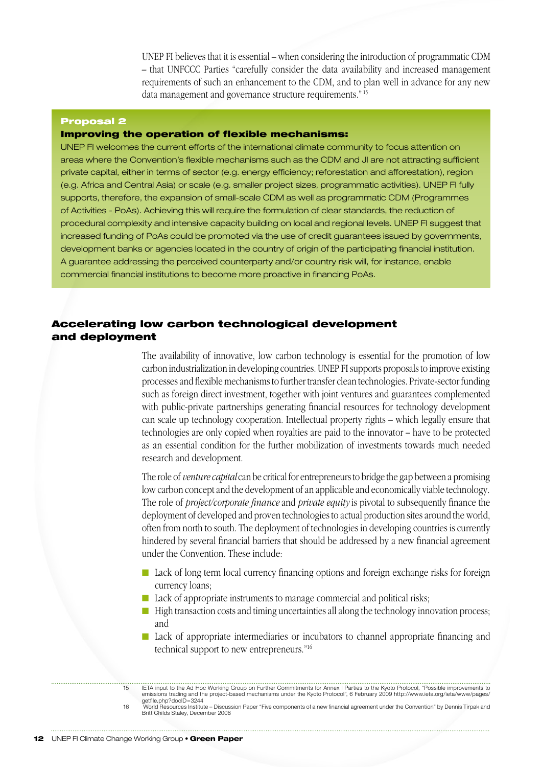UNEP FI believes that it is essential – when considering the introduction of programmatic CDM – that UNFCCC Parties "carefully consider the data availability and increased management requirements of such an enhancement to the CDM, and to plan well in advance for any new data management and governance structure requirements."[15]

**Proposal 2**

**Improving the operation of flexible mechanisms:**

UNEP FI welcomes the current efforts of the international climate community to focus attention on areas where the Convention's flexible mechanisms such as the CDM and JI are not attracting sufficient private capital, either in terms of sector (e.g. energy efficiency; reforestation and afforestation), region (e.g. Africa and Central Asia) or scale (e.g. smaller project sizes, programmatic activities). UNEP FI fully supports, therefore, the expansion of small-scale CDM as well as programmatic CDM (Programmes of Activities - PoAs). Achieving this will require the formulation of clear standards, the reduction of procedural complexity and intensive capacity building on local and regional levels. UNEP FI suggest that increased funding of PoAs could be promoted via the use of credit guarantees issued by governments, development banks or agencies located in the country of origin of the participating financial institution. A guarantee addressing the perceived counterparty and/or country risk will, for instance, enable commercial financial institutions to become more proactive in financing PoAs.

## Accelerating low carbon technological development and deployment

The availability of innovative, low carbon technology is essential for the promotion of low carbon industrialization in developing countries. UNEP FI supports proposals to improve existing processes and flexible mechanisms to further transfer clean technologies. Private-sector funding such as foreign direct investment, together with joint ventures and guarantees complemented with public-private partnerships generating financial resources for technology development can scale up technology cooperation. Intellectual property rights – which legally ensure that technologies are only copied when royalties are paid to the innovator – have to be protected as an essential condition for the further mobilization of investments towards much needed research and development.

The role of *venture capital* can be critical for entrepreneurs to bridge the gap between a promising low carbon concept and the development of an applicable and economically viable technology. The role of *project/corporate finance* and *private equity* is pivotal to subsequently finance the deployment of developed and proven technologies to actual production sites around the world, often from north to south. The deployment of technologies in developing countries is currently hindered by several financial barriers that should be addressed by a new financial agreement under the Convention. These include:

- Lack of long term local currency financing options and foreign exchange risks for foreign currency loans;
- Lack of appropriate instruments to manage commercial and political risks;
- High transaction costs and timing uncertainties all along the technology innovation process; and
- Lack of appropriate intermediaries or incubators to channel appropriate financing and technical support to new entrepreneurs."[16]

---

15 IETA input to the Ad Hoc Working Group on Further Commitments for Annex I Parties to the Kyoto Protocol, "Possible improvements to emissions trading and the project-based mechanisms under the Kyoto Protocol", 6 February 2009 http://www.ieta.org/ieta/www/pages/getfile.php?docID=3244

16 World Resources Institute – Discussion Paper "Five components of a new financial agreement under the Convention" by Dennis Tirpak and Britt Childs Staley, December 2008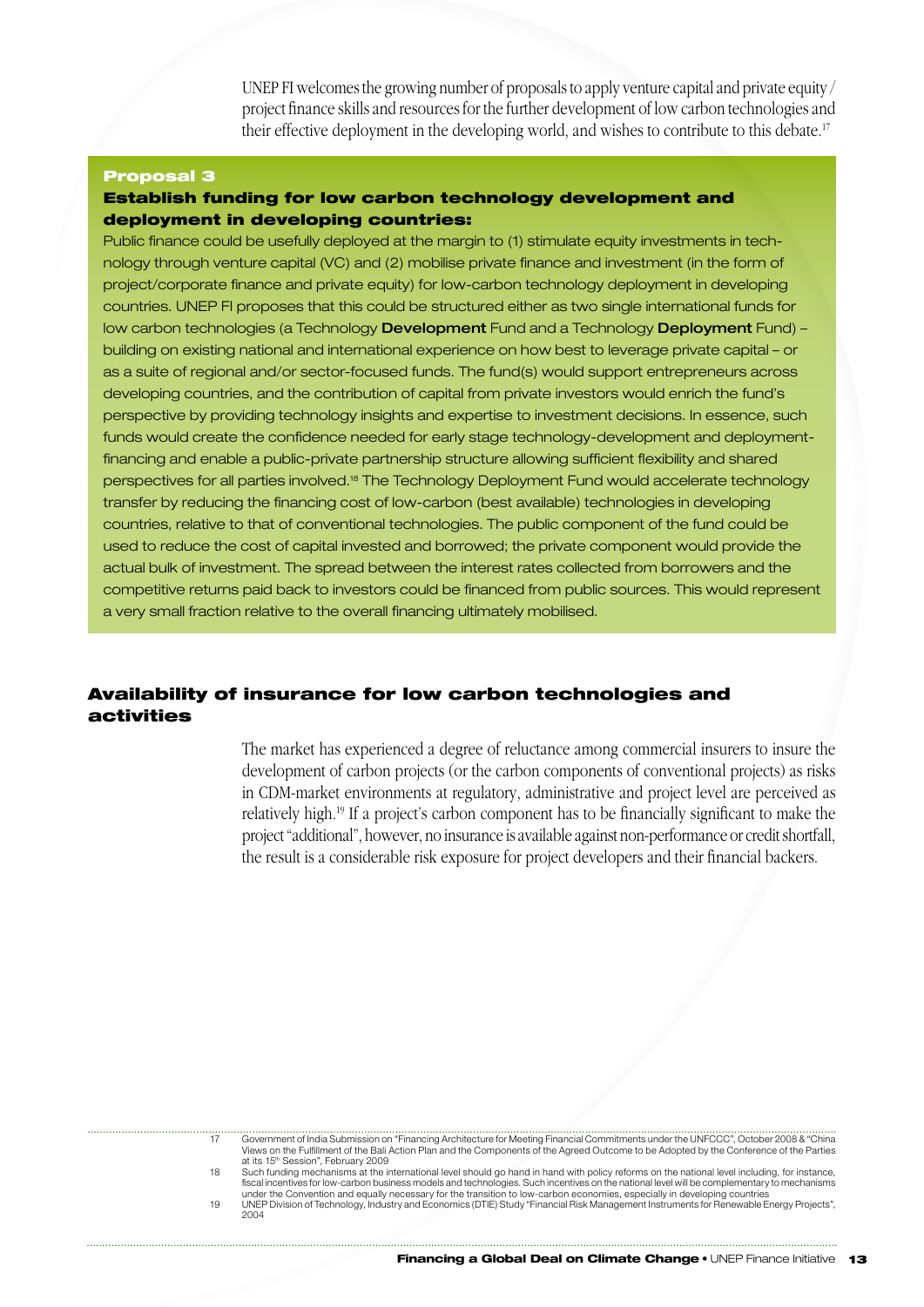UNEP FI welcomes the growing number of proposals to apply venture capital and private equity / project finance skills and resources for the further development of low carbon technologies and their effective deployment in the developing world, and wishes to contribute to this debate.[17]

**Proposal 3**

**Establish funding for low carbon technology development and deployment in developing countries:**

Public finance could be usefully deployed at the margin to (1) stimulate equity investments in technology through venture capital (VC) and (2) mobilise private finance and investment (in the form of project/corporate finance and private equity) for low-carbon technology deployment in developing countries. UNEP FI proposes that this could be structured either as two single international funds for low carbon technologies (a Technology **Development** Fund and a Technology **Deployment** Fund) – building on existing national and international experience on how best to leverage private capital – or as a suite of regional and/or sector-focused funds. The fund(s) would support entrepreneurs across developing countries, and the contribution of capital from private investors would enrich the fund's perspective by providing technology insights and expertise to investment decisions. In essence, such funds would create the confidence needed for early stage technology-development and deployment-financing and enable a public-private partnership structure allowing sufficient flexibility and shared perspectives for all parties involved.[18] The Technology Deployment Fund would accelerate technology transfer by reducing the financing cost of low-carbon (best available) technologies in developing countries, relative to that of conventional technologies. The public component of the fund could be used to reduce the cost of capital invested and borrowed; the private component would provide the actual bulk of investment. The spread between the interest rates collected from borrowers and the competitive returns paid back to investors could be financed from public sources. This would represent a very small fraction relative to the overall financing ultimately mobilised.

## Availability of insurance for low carbon technologies and activities

The market has experienced a degree of reluctance among commercial insurers to insure the development of carbon projects (or the carbon components of conventional projects) as risks in CDM-market environments at regulatory, administrative and project level are perceived as relatively high.[19] If a project's carbon component has to be financially significant to make the project "additional", however, no insurance is available against non-performance or credit shortfall, the result is a considerable risk exposure for project developers and their financial backers.

---

17 Government of India Submission on "Financing Architecture for Meeting Financial Commitments under the UNFCCC", October 2008 & "China Views on the Fulfillment of the Bali Action Plan and the Components of the Agreed Outcome to be Adopted by the Conference of the Parties at its 15th Session", February 2009

18 Such funding mechanisms at the international level should go hand in hand with policy reforms on the national level including, for instance, fiscal incentives for low-carbon business models and technologies. Such incentives on the national level will be complementary to mechanisms under the Convention and equally necessary for the transition to low-carbon economies, especially in developing countries

19 UNEP Division of Technology, Industry and Economics (DTIE) Study "Financial Risk Management Instruments for Renewable Energy Projects", 2004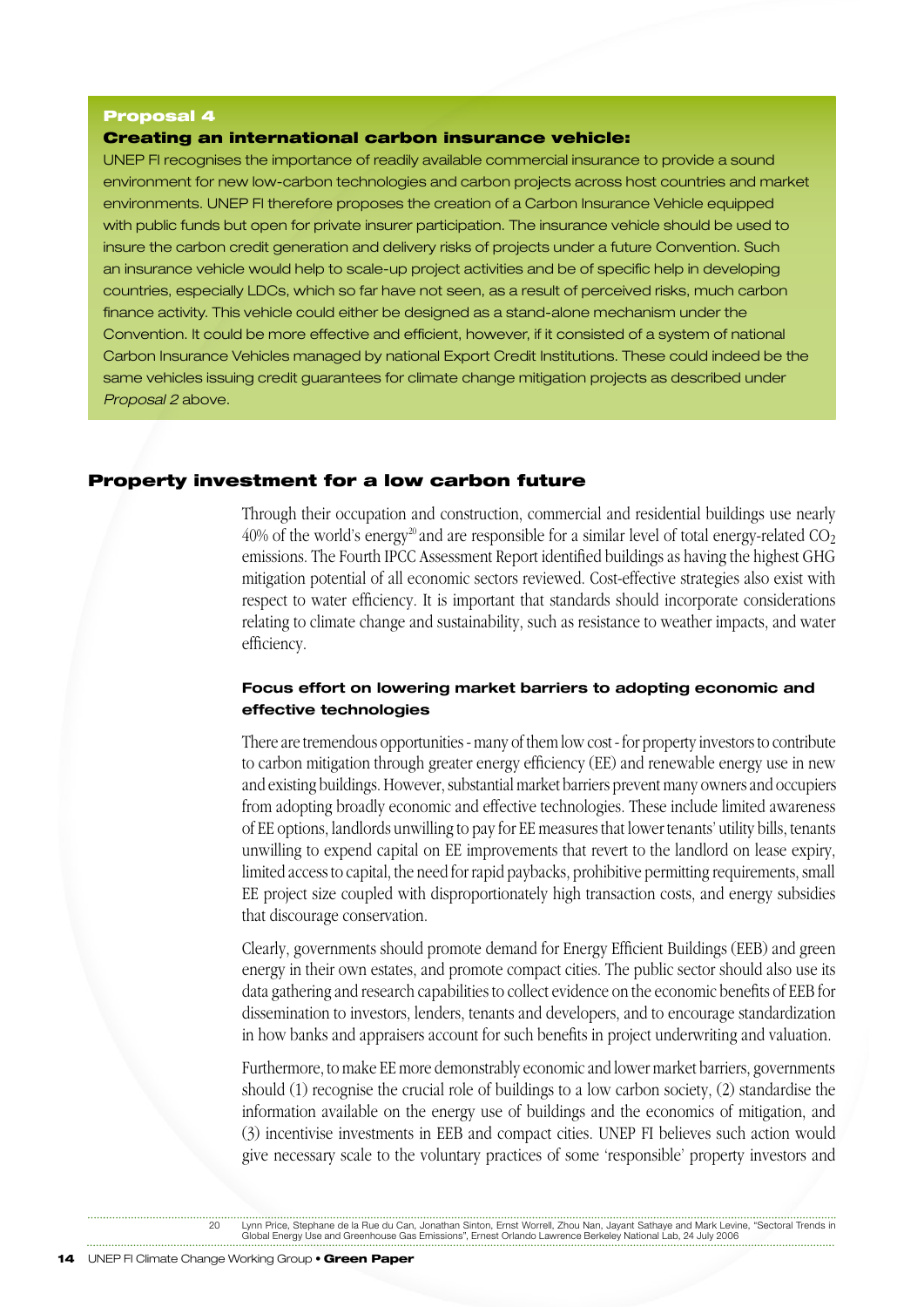**Proposal 4**

**Creating an international carbon insurance vehicle:**

UNEP FI recognises the importance of readily available commercial insurance to provide a sound environment for new low-carbon technologies and carbon projects across host countries and market environments. UNEP FI therefore proposes the creation of a Carbon Insurance Vehicle equipped with public funds but open for private insurer participation. The insurance vehicle should be used to insure the carbon credit generation and delivery risks of projects under a future Convention. Such an insurance vehicle would help to scale-up project activities and be of specific help in developing countries, especially LDCs, which so far have not seen, as a result of perceived risks, much carbon finance activity. This vehicle could either be designed as a stand-alone mechanism under the Convention. It could be more effective and efficient, however, if it consisted of a system of national Carbon Insurance Vehicles managed by national Export Credit Institutions. These could indeed be the same vehicles issuing credit guarantees for climate change mitigation projects as described under *Proposal 2* above.

## Property investment for a low carbon future

Through their occupation and construction, commercial and residential buildings use nearly 40% of the world's energy[20] and are responsible for a similar level of total energy-related $CO_2$ emissions. The Fourth IPCC Assessment Report identified buildings as having the highest GHG mitigation potential of all economic sectors reviewed. Cost-effective strategies also exist with respect to water efficiency. It is important that standards should incorporate considerations relating to climate change and sustainability, such as resistance to weather impacts, and water efficiency.

### Focus effort on lowering market barriers to adopting economic and effective technologies

There are tremendous opportunities - many of them low cost - for property investors to contribute to carbon mitigation through greater energy efficiency (EE) and renewable energy use in new and existing buildings. However, substantial market barriers prevent many owners and occupiers from adopting broadly economic and effective technologies. These include limited awareness of EE options, landlords unwilling to pay for EE measures that lower tenants' utility bills, tenants unwilling to expend capital on EE improvements that revert to the landlord on lease expiry, limited access to capital, the need for rapid paybacks, prohibitive permitting requirements, small EE project size coupled with disproportionately high transaction costs, and energy subsidies that discourage conservation.

Clearly, governments should promote demand for Energy Efficient Buildings (EEB) and green energy in their own estates, and promote compact cities. The public sector should also use its data gathering and research capabilities to collect evidence on the economic benefits of EEB for dissemination to investors, lenders, tenants and developers, and to encourage standardization in how banks and appraisers account for such benefits in project underwriting and valuation.

Furthermore, to make EE more demonstrably economic and lower market barriers, governments should (1) recognise the crucial role of buildings to a low carbon society, (2) standardise the information available on the energy use of buildings and the economics of mitigation, and (3) incentivise investments in EEB and compact cities. UNEP FI believes such action would give necessary scale to the voluntary practices of some 'responsible' property investors and

20 Lynn Price, Stephane de la Rue du Can, Jonathan Sinton, Ernst Worrell, Zhou Nan, Jayant Sathaye and Mark Levine, "Sectoral Trends in Global Energy Use and Greenhouse Gas Emissions", Ernest Orlando Lawrence Berkeley National Lab, 24 July 2006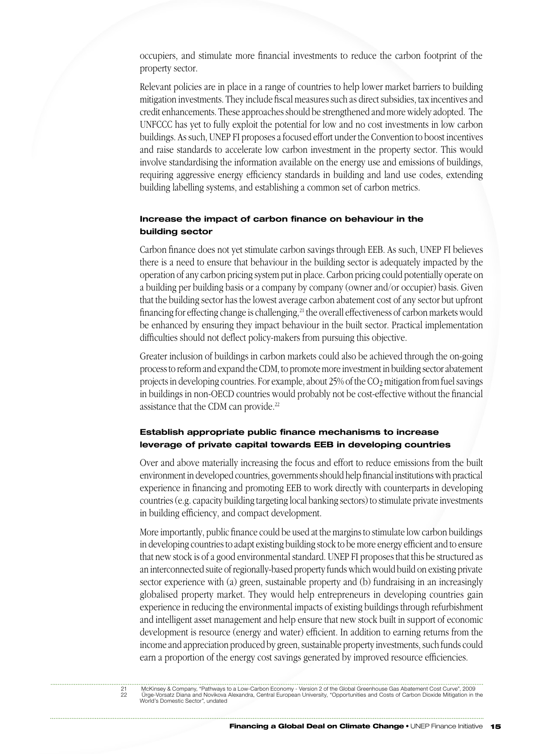occupiers, and stimulate more financial investments to reduce the carbon footprint of the property sector.

Relevant policies are in place in a range of countries to help lower market barriers to building mitigation investments. They include fiscal measures such as direct subsidies, tax incentives and credit enhancements. These approaches should be strengthened and more widely adopted. The UNFCCC has yet to fully exploit the potential for low and no cost investments in low carbon buildings. As such, UNEP FI proposes a focused effort under the Convention to boost incentives and raise standards to accelerate low carbon investment in the property sector. This would involve standardising the information available on the energy use and emissions of buildings, requiring aggressive energy efficiency standards in building and land use codes, extending building labelling systems, and establishing a common set of carbon metrics.

### Increase the impact of carbon finance on behaviour in the building sector

Carbon finance does not yet stimulate carbon savings through EEB. As such, UNEP FI believes there is a need to ensure that behaviour in the building sector is adequately impacted by the operation of any carbon pricing system put in place. Carbon pricing could potentially operate on a building per building basis or a company by company (owner and/or occupier) basis. Given that the building sector has the lowest average carbon abatement cost of any sector but upfront financing for effecting change is challenging,[21] the overall effectiveness of carbon markets would be enhanced by ensuring they impact behaviour in the built sector. Practical implementation difficulties should not deflect policy-makers from pursuing this objective.

Greater inclusion of buildings in carbon markets could also be achieved through the on-going process to reform and expand the CDM, to promote more investment in building sector abatement projects in developing countries. For example, about 25% of the $CO_2$ mitigation from fuel savings in buildings in non-OECD countries would probably not be cost-effective without the financial assistance that the CDM can provide.[22]

### Establish appropriate public finance mechanisms to increase leverage of private capital towards EEB in developing countries

Over and above materially increasing the focus and effort to reduce emissions from the built environment in developed countries, governments should help financial institutions with practical experience in financing and promoting EEB to work directly with counterparts in developing countries (e.g. capacity building targeting local banking sectors) to stimulate private investments in building efficiency, and compact development.

More importantly, public finance could be used at the margins to stimulate low carbon buildings in developing countries to adapt existing building stock to be more energy efficient and to ensure that new stock is of a good environmental standard. UNEP FI proposes that this be structured as an interconnected suite of regionally-based property funds which would build on existing private sector experience with (a) green, sustainable property and (b) fundraising in an increasingly globalised property market. They would help entrepreneurs in developing countries gain experience in reducing the environmental impacts of existing buildings through refurbishment and intelligent asset management and help ensure that new stock built in support of economic development is resource (energy and water) efficient. In addition to earning returns from the income and appreciation produced by green, sustainable property investments, such funds could earn a proportion of the energy cost savings generated by improved resource efficiencies.

---

21 McKinsey & Company, "Pathways to a Low-Carbon Economy - Version 2 of the Global Greenhouse Gas Abatement Cost Curve", 2009

22 Ürge-Vorsatz Diana and Novikova Alexandra, Central European University, "Opportunities and Costs of Carbon Dioxide Mitigation in the World's Domestic Sector", undated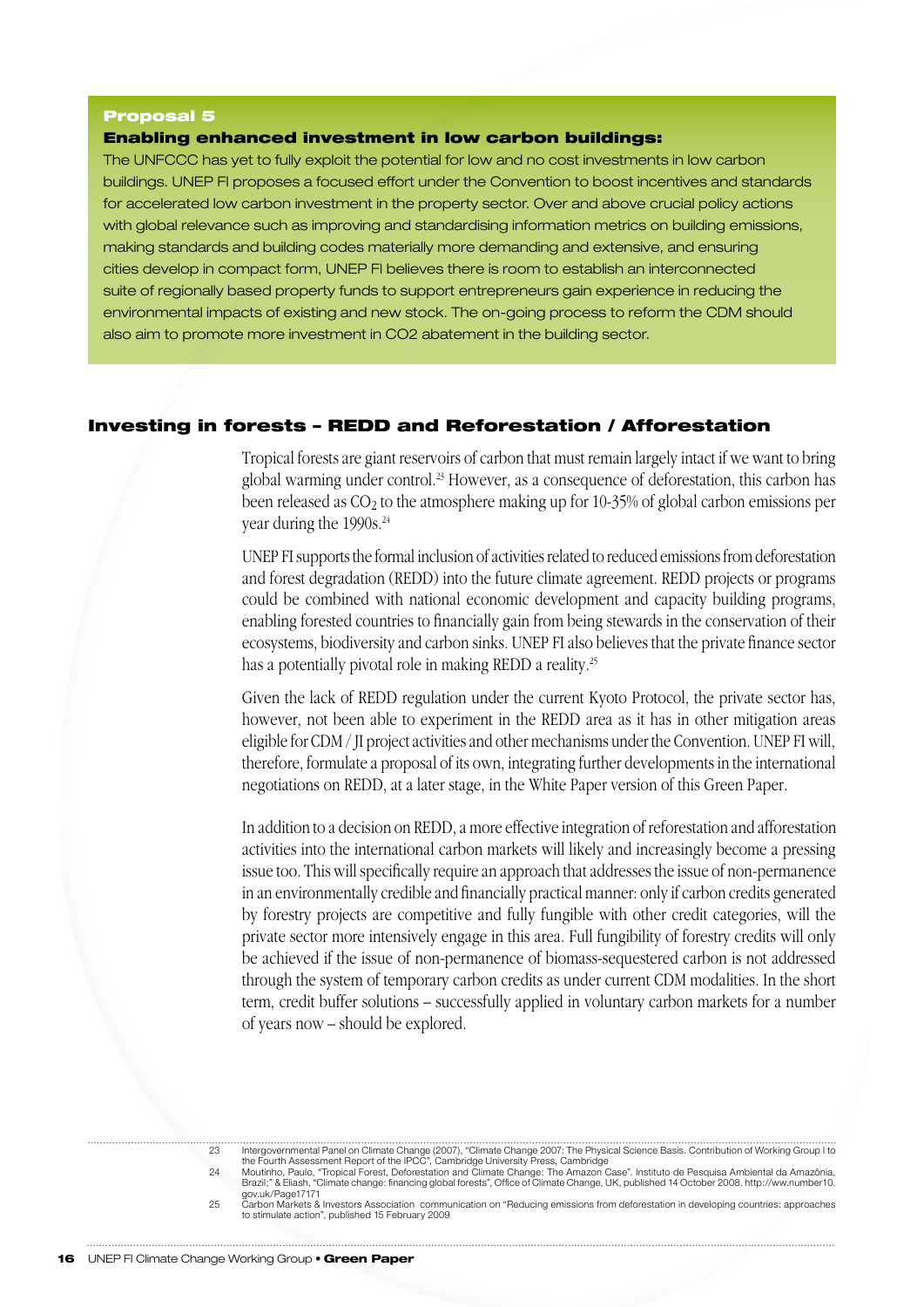**Proposal 5**

**Enabling enhanced investment in low carbon buildings:**

The UNFCCC has yet to fully exploit the potential for low and no cost investments in low carbon buildings. UNEP FI proposes a focused effort under the Convention to boost incentives and standards for accelerated low carbon investment in the property sector. Over and above crucial policy actions with global relevance such as improving and standardising information metrics on building emissions, making standards and building codes materially more demanding and extensive, and ensuring cities develop in compact form, UNEP FI believes there is room to establish an interconnected suite of regionally based property funds to support entrepreneurs gain experience in reducing the environmental impacts of existing and new stock. The on-going process to reform the CDM should also aim to promote more investment in CO2 abatement in the building sector.

## Investing in forests – REDD and Reforestation / Afforestation

Tropical forests are giant reservoirs of carbon that must remain largely intact if we want to bring global warming under control.[23] However, as a consequence of deforestation, this carbon has been released as $CO_2$ to the atmosphere making up for 10-35% of global carbon emissions per year during the 1990s.[24]

UNEP FI supports the formal inclusion of activities related to reduced emissions from deforestation and forest degradation (REDD) into the future climate agreement. REDD projects or programs could be combined with national economic development and capacity building programs, enabling forested countries to financially gain from being stewards in the conservation of their ecosystems, biodiversity and carbon sinks. UNEP FI also believes that the private finance sector has a potentially pivotal role in making REDD a reality.[25]

Given the lack of REDD regulation under the current Kyoto Protocol, the private sector has, however, not been able to experiment in the REDD area as it has in other mitigation areas eligible for CDM / JI project activities and other mechanisms under the Convention. UNEP FI will, therefore, formulate a proposal of its own, integrating further developments in the international negotiations on REDD, at a later stage, in the White Paper version of this Green Paper.

In addition to a decision on REDD, a more effective integration of reforestation and afforestation activities into the international carbon markets will likely and increasingly become a pressing issue too. This will specifically require an approach that addresses the issue of non-permanence in an environmentally credible and financially practical manner: only if carbon credits generated by forestry projects are competitive and fully fungible with other credit categories, will the private sector more intensively engage in this area. Full fungibility of forestry credits will only be achieved if the issue of non-permanence of biomass-sequestered carbon is not addressed through the system of temporary carbon credits as under current CDM modalities. In the short term, credit buffer solutions – successfully applied in voluntary carbon markets for a number of years now – should be explored.

---

23 Intergovernmental Panel on Climate Change (2007), "Climate Change 2007: The Physical Science Basis. Contribution of Working Group I to the Fourth Assessment Report of the IPCC", Cambridge University Press, Cambridge

24 Moutinho, Paulo, "Tropical Forest, Deforestation and Climate Change: The Amazon Case". Instituto de Pesquisa Ambiental da Amazônia, Brazil;" & Eliash, "Climate change: financing global forests", Office of Climate Change, UK, published 14 October 2008. http://ww.number10.gov.uk/Page17171

25 Carbon Markets & Investors Association communication on "Reducing emissions from deforestation in developing countries: approaches to stimulate action", published 15 February 2009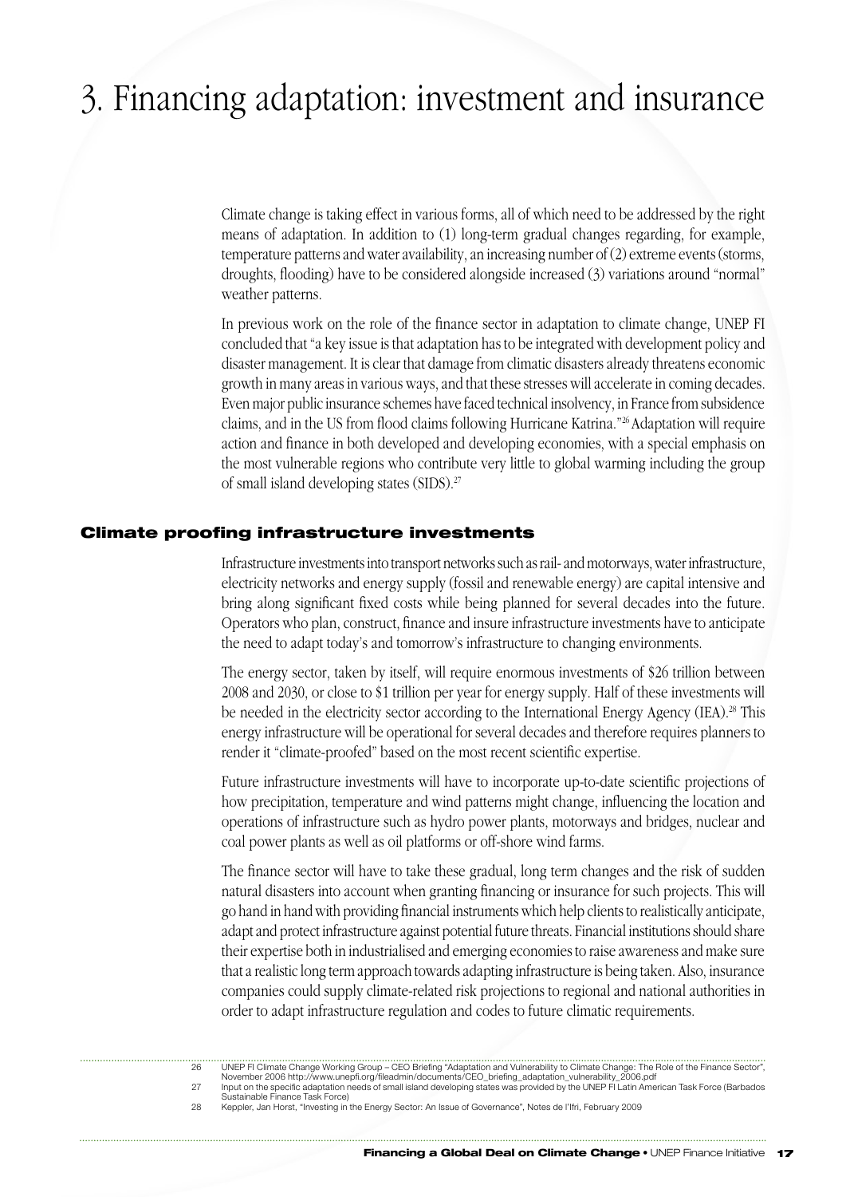# 3. Financing adaptation: investment and insurance

Climate change is taking effect in various forms, all of which need to be addressed by the right means of adaptation. In addition to (1) long-term gradual changes regarding, for example, temperature patterns and water availability, an increasing number of (2) extreme events (storms, droughts, flooding) have to be considered alongside increased (3) variations around "normal" weather patterns.

In previous work on the role of the finance sector in adaptation to climate change, UNEP FI concluded that "a key issue is that adaptation has to be integrated with development policy and disaster management. It is clear that damage from climatic disasters already threatens economic growth in many areas in various ways, and that these stresses will accelerate in coming decades. Even major public insurance schemes have faced technical insolvency, in France from subsidence claims, and in the US from flood claims following Hurricane Katrina."[26] Adaptation will require action and finance in both developed and developing economies, with a special emphasis on the most vulnerable regions who contribute very little to global warming including the group of small island developing states (SIDS).[27]

## Climate proofing infrastructure investments

Infrastructure investments into transport networks such as rail- and motorways, water infrastructure, electricity networks and energy supply (fossil and renewable energy) are capital intensive and bring along significant fixed costs while being planned for several decades into the future. Operators who plan, construct, finance and insure infrastructure investments have to anticipate the need to adapt today's and tomorrow's infrastructure to changing environments.

The energy sector, taken by itself, will require enormous investments of $26 trillion between 2008 and 2030, or close to $1 trillion per year for energy supply. Half of these investments will be needed in the electricity sector according to the International Energy Agency (IEA).[28] This energy infrastructure will be operational for several decades and therefore requires planners to render it "climate-proofed" based on the most recent scientific expertise.

Future infrastructure investments will have to incorporate up-to-date scientific projections of how precipitation, temperature and wind patterns might change, influencing the location and operations of infrastructure such as hydro power plants, motorways and bridges, nuclear and coal power plants as well as oil platforms or off-shore wind farms.

The finance sector will have to take these gradual, long term changes and the risk of sudden natural disasters into account when granting financing or insurance for such projects. This will go hand in hand with providing financial instruments which help clients to realistically anticipate, adapt and protect infrastructure against potential future threats. Financial institutions should share their expertise both in industrialised and emerging economies to raise awareness and make sure that a realistic long term approach towards adapting infrastructure is being taken. Also, insurance companies could supply climate-related risk projections to regional and national authorities in order to adapt infrastructure regulation and codes to future climatic requirements.

---

26 UNEP FI Climate Change Working Group – CEO Briefing "Adaptation and Vulnerability to Climate Change: The Role of the Finance Sector", November 2006 http://www.unepfi.org/fileadmin/documents/CEO_briefing_adaptation_vulnerability_2006.pdf

27 Input on the specific adaptation needs of small island developing states was provided by the UNEP FI Latin American Task Force (Barbados Sustainable Finance Task Force)

28 Keppler, Jan Horst, "Investing in the Energy Sector: An Issue of Governance", Notes de l'Ifri, February 2009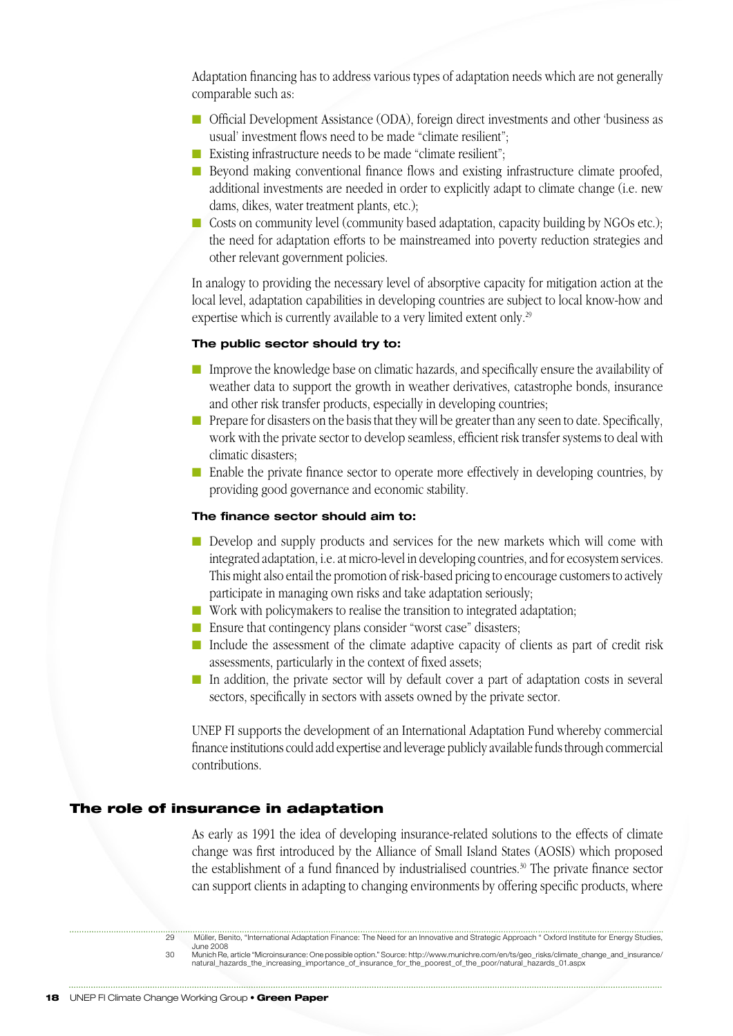Adaptation financing has to address various types of adaptation needs which are not generally comparable such as:

- Official Development Assistance (ODA), foreign direct investments and other 'business as usual' investment flows need to be made "climate resilient";
- Existing infrastructure needs to be made "climate resilient";
- Beyond making conventional finance flows and existing infrastructure climate proofed, additional investments are needed in order to explicitly adapt to climate change (i.e. new dams, dikes, water treatment plants, etc.);
- Costs on community level (community based adaptation, capacity building by NGOs etc.); the need for adaptation efforts to be mainstreamed into poverty reduction strategies and other relevant government policies.

In analogy to providing the necessary level of absorptive capacity for mitigation action at the local level, adaptation capabilities in developing countries are subject to local know-how and expertise which is currently available to a very limited extent only.[29]

**The public sector should try to:**

- Improve the knowledge base on climatic hazards, and specifically ensure the availability of weather data to support the growth in weather derivatives, catastrophe bonds, insurance and other risk transfer products, especially in developing countries;
- Prepare for disasters on the basis that they will be greater than any seen to date. Specifically, work with the private sector to develop seamless, efficient risk transfer systems to deal with climatic disasters;
- Enable the private finance sector to operate more effectively in developing countries, by providing good governance and economic stability.

**The finance sector should aim to:**

- Develop and supply products and services for the new markets which will come with integrated adaptation, i.e. at micro-level in developing countries, and for ecosystem services. This might also entail the promotion of risk-based pricing to encourage customers to actively participate in managing own risks and take adaptation seriously;
- Work with policymakers to realise the transition to integrated adaptation;
- Ensure that contingency plans consider "worst case" disasters;
- Include the assessment of the climate adaptive capacity of clients as part of credit risk assessments, particularly in the context of fixed assets;
- In addition, the private sector will by default cover a part of adaptation costs in several sectors, specifically in sectors with assets owned by the private sector.

UNEP FI supports the development of an International Adaptation Fund whereby commercial finance institutions could add expertise and leverage publicly available funds through commercial contributions.

## The role of insurance in adaptation

As early as 1991 the idea of developing insurance-related solutions to the effects of climate change was first introduced by the Alliance of Small Island States (AOSIS) which proposed the establishment of a fund financed by industrialised countries.[30] The private finance sector can support clients in adapting to changing environments by offering specific products, where

---

29 Müller, Benito, "International Adaptation Finance: The Need for an Innovative and Strategic Approach " Oxford Institute for Energy Studies, June 2008

30 Munich Re, article "Microinsurance: One possible option." Source: http://www.munichre.com/en/ts/geo_risks/climate_change_and_insurance/natural_hazards_the_increasing_importance_of_insurance_for_the_poorest_of_the_poor/natural_hazards_01.aspx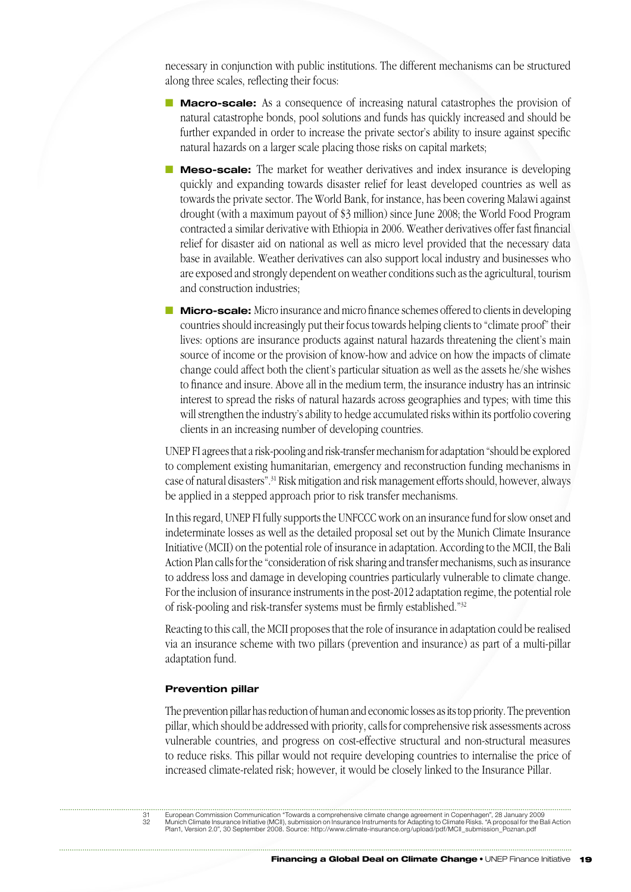necessary in conjunction with public institutions. The different mechanisms can be structured along three scales, reflecting their focus:

- **Macro-scale:** As a consequence of increasing natural catastrophes the provision of natural catastrophe bonds, pool solutions and funds has quickly increased and should be further expanded in order to increase the private sector's ability to insure against specific natural hazards on a larger scale placing those risks on capital markets;
- **Meso-scale:** The market for weather derivatives and index insurance is developing quickly and expanding towards disaster relief for least developed countries as well as towards the private sector. The World Bank, for instance, has been covering Malawi against drought (with a maximum payout of $3 million) since June 2008; the World Food Program contracted a similar derivative with Ethiopia in 2006. Weather derivatives offer fast financial relief for disaster aid on national as well as micro level provided that the necessary data base in available. Weather derivatives can also support local industry and businesses who are exposed and strongly dependent on weather conditions such as the agricultural, tourism and construction industries;
- **Micro-scale:** Micro insurance and micro finance schemes offered to clients in developing countries should increasingly put their focus towards helping clients to "climate proof" their lives: options are insurance products against natural hazards threatening the client's main source of income or the provision of know-how and advice on how the impacts of climate change could affect both the client's particular situation as well as the assets he/she wishes to finance and insure. Above all in the medium term, the insurance industry has an intrinsic interest to spread the risks of natural hazards across geographies and types; with time this will strengthen the industry's ability to hedge accumulated risks within its portfolio covering clients in an increasing number of developing countries.

UNEP FI agrees that a risk-pooling and risk-transfer mechanism for adaptation "should be explored to complement existing humanitarian, emergency and reconstruction funding mechanisms in case of natural disasters".[31] Risk mitigation and risk management efforts should, however, always be applied in a stepped approach prior to risk transfer mechanisms.

In this regard, UNEP FI fully supports the UNFCCC work on an insurance fund for slow onset and indeterminate losses as well as the detailed proposal set out by the Munich Climate Insurance Initiative (MCII) on the potential role of insurance in adaptation. According to the MCII, the Bali Action Plan calls for the "consideration of risk sharing and transfer mechanisms, such as insurance to address loss and damage in developing countries particularly vulnerable to climate change. For the inclusion of insurance instruments in the post-2012 adaptation regime, the potential role of risk-pooling and risk-transfer systems must be firmly established."[32]

Reacting to this call, the MCII proposes that the role of insurance in adaptation could be realised via an insurance scheme with two pillars (prevention and insurance) as part of a multi-pillar adaptation fund.

#### Prevention pillar

The prevention pillar has reduction of human and economic losses as its top priority. The prevention pillar, which should be addressed with priority, calls for comprehensive risk assessments across vulnerable countries, and progress on cost-effective structural and non-structural measures to reduce risks. This pillar would not require developing countries to internalise the price of increased climate-related risk; however, it would be closely linked to the Insurance Pillar.

---

31 European Commission Communication "Towards a comprehensive climate change agreement in Copenhagen", 28 January 2009

32 Munich Climate Insurance Initiative (MCII), submission on Insurance Instruments for Adapting to Climate Risks. "A proposal for the Bali Action Plan1, Version 2.0", 30 September 2008. Source: http://www.climate-insurance.org/upload/pdf/MCII_submission_Poznan.pdf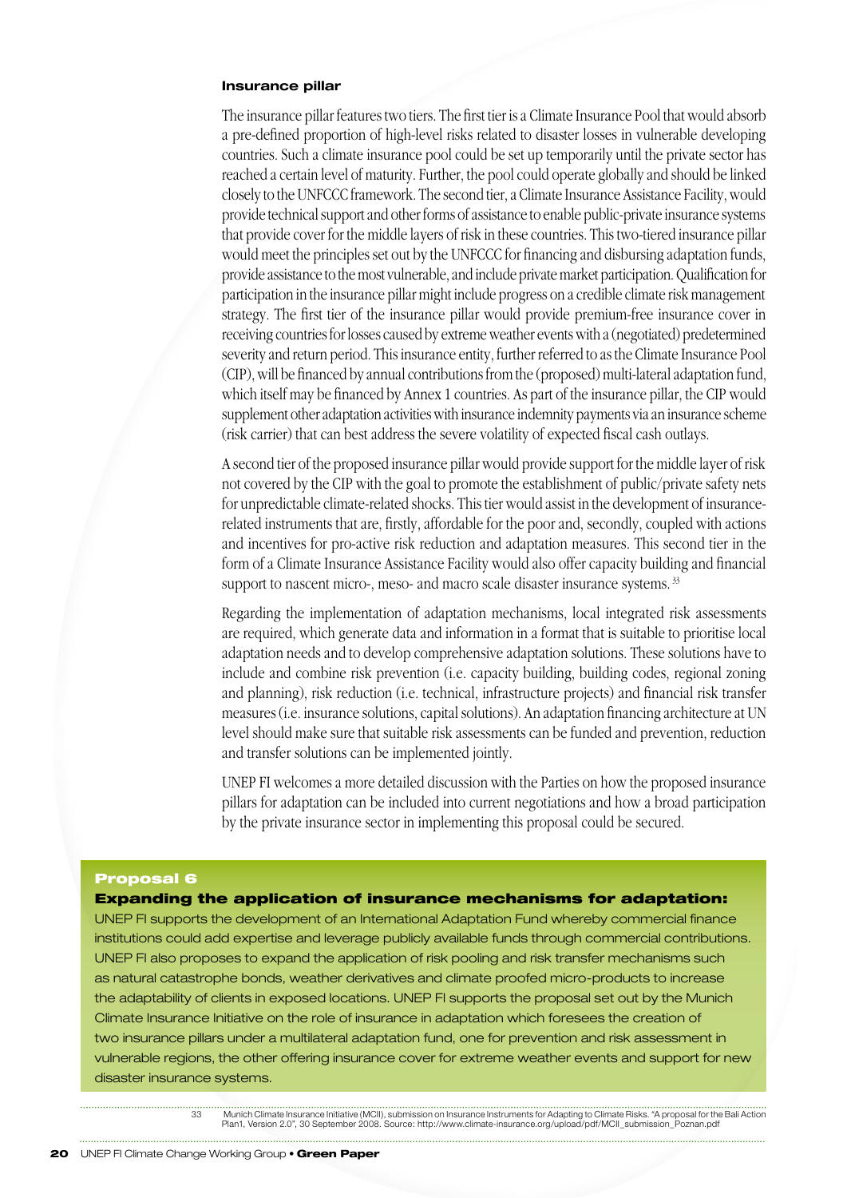### Insurance pillar

The insurance pillar features two tiers. The first tier is a Climate Insurance Pool that would absorb a pre-defined proportion of high-level risks related to disaster losses in vulnerable developing countries. Such a climate insurance pool could be set up temporarily until the private sector has reached a certain level of maturity. Further, the pool could operate globally and should be linked closely to the UNFCCC framework. The second tier, a Climate Insurance Assistance Facility, would provide technical support and other forms of assistance to enable public-private insurance systems that provide cover for the middle layers of risk in these countries. This two-tiered insurance pillar would meet the principles set out by the UNFCCC for financing and disbursing adaptation funds, provide assistance to the most vulnerable, and include private market participation. Qualification for participation in the insurance pillar might include progress on a credible climate risk management strategy. The first tier of the insurance pillar would provide premium-free insurance cover in receiving countries for losses caused by extreme weather events with a (negotiated) predetermined severity and return period. This insurance entity, further referred to as the Climate Insurance Pool (CIP), will be financed by annual contributions from the (proposed) multi-lateral adaptation fund, which itself may be financed by Annex 1 countries. As part of the insurance pillar, the CIP would supplement other adaptation activities with insurance indemnity payments via an insurance scheme (risk carrier) that can best address the severe volatility of expected fiscal cash outlays.

A second tier of the proposed insurance pillar would provide support for the middle layer of risk not covered by the CIP with the goal to promote the establishment of public/private safety nets for unpredictable climate-related shocks. This tier would assist in the development of insurance-related instruments that are, firstly, affordable for the poor and, secondly, coupled with actions and incentives for pro-active risk reduction and adaptation measures. This second tier in the form of a Climate Insurance Assistance Facility would also offer capacity building and financial support to nascent micro-, meso- and macro scale disaster insurance systems. [33]

Regarding the implementation of adaptation mechanisms, local integrated risk assessments are required, which generate data and information in a format that is suitable to prioritise local adaptation needs and to develop comprehensive adaptation solutions. These solutions have to include and combine risk prevention (i.e. capacity building, building codes, regional zoning and planning), risk reduction (i.e. technical, infrastructure projects) and financial risk transfer measures (i.e. insurance solutions, capital solutions). An adaptation financing architecture at UN level should make sure that suitable risk assessments can be funded and prevention, reduction and transfer solutions can be implemented jointly.

UNEP FI welcomes a more detailed discussion with the Parties on how the proposed insurance pillars for adaptation can be included into current negotiations and how a broad participation by the private insurance sector in implementing this proposal could be secured.

> **Proposal 6**
>
> **Expanding the application of insurance mechanisms for adaptation:**
>
> UNEP FI supports the development of an International Adaptation Fund whereby commercial finance institutions could add expertise and leverage publicly available funds through commercial contributions. UNEP FI also proposes to expand the application of risk pooling and risk transfer mechanisms such as natural catastrophe bonds, weather derivatives and climate proofed micro-products to increase the adaptability of clients in exposed locations. UNEP FI supports the proposal set out by the Munich Climate Insurance Initiative on the role of insurance in adaptation which foresees the creation of two insurance pillars under a multilateral adaptation fund, one for prevention and risk assessment in vulnerable regions, the other offering insurance cover for extreme weather events and support for new disaster insurance systems.

---

33 Munich Climate Insurance Initiative (MCII), submission on Insurance Instruments for Adapting to Climate Risks. "A proposal for the Bali Action Plan1, Version 2.0", 30 September 2008. Source: http://www.climate-insurance.org/upload/pdf/MCII_submission_Poznan.pdf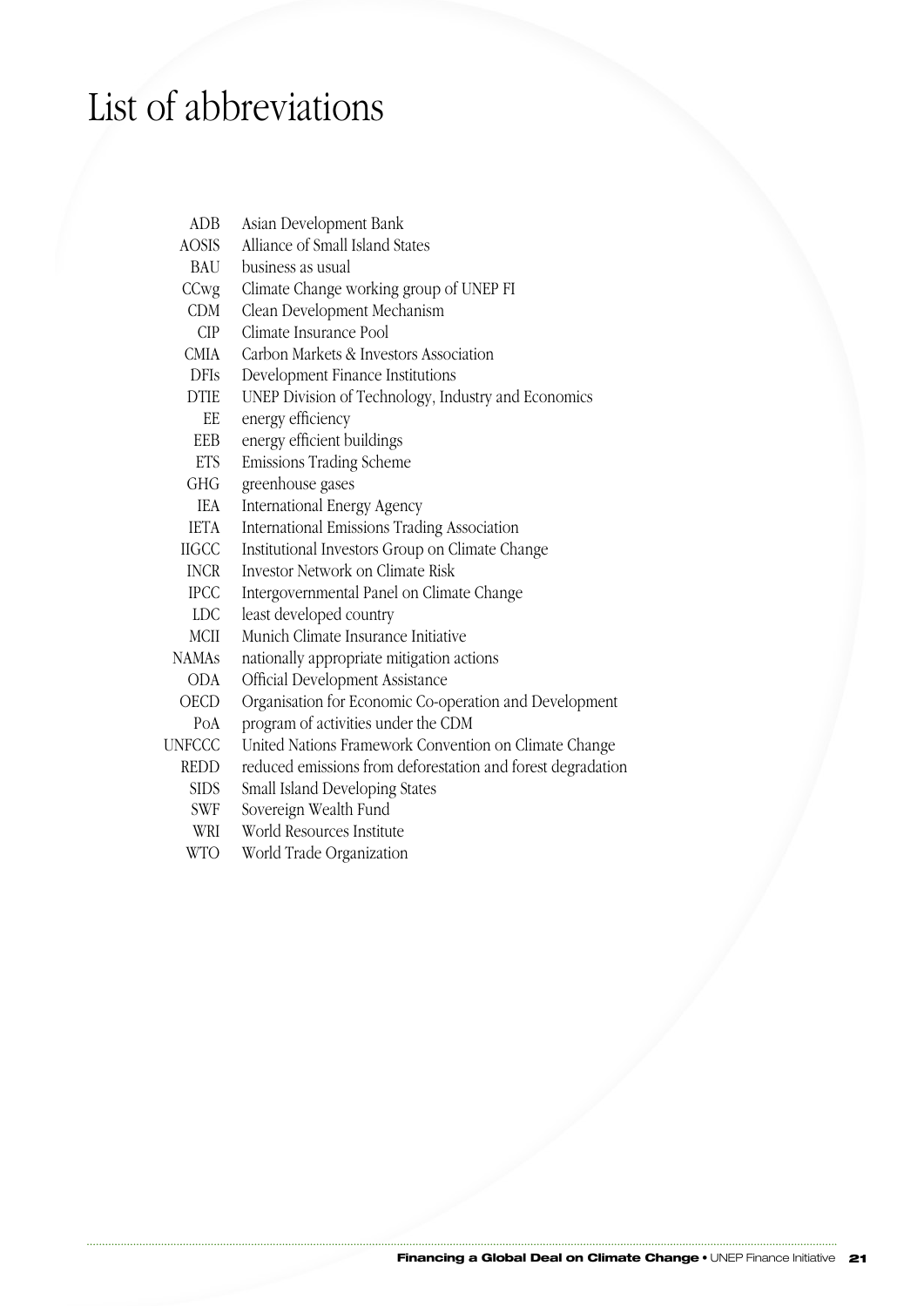# List of abbreviations

| | |
|---|---|
| ADB | Asian Development Bank |
| AOSIS | Alliance of Small Island States |
| BAU | business as usual |
| CCwg | Climate Change working group of UNEP FI |
| CDM | Clean Development Mechanism |
| CIP | Climate Insurance Pool |
| CMIA | Carbon Markets & Investors Association |
| DFIs | Development Finance Institutions |
| DTIE | UNEP Division of Technology, Industry and Economics |
| EE | energy efficiency |
| EEB | energy efficient buildings |
| ETS | Emissions Trading Scheme |
| GHG | greenhouse gases |
| IEA | International Energy Agency |
| IETA | International Emissions Trading Association |
| IIGCC | Institutional Investors Group on Climate Change |
| INCR | Investor Network on Climate Risk |
| IPCC | Intergovernmental Panel on Climate Change |
| LDC | least developed country |
| MCII | Munich Climate Insurance Initiative |
| NAMAs | nationally appropriate mitigation actions |
| ODA | Official Development Assistance |
| OECD | Organisation for Economic Co-operation and Development |
| PoA | program of activities under the CDM |
| UNFCCC | United Nations Framework Convention on Climate Change |
| REDD | reduced emissions from deforestation and forest degradation |
| SIDS | Small Island Developing States |
| SWF | Sovereign Wealth Fund |
| WRI | World Resources Institute |
| WTO | World Trade Organization |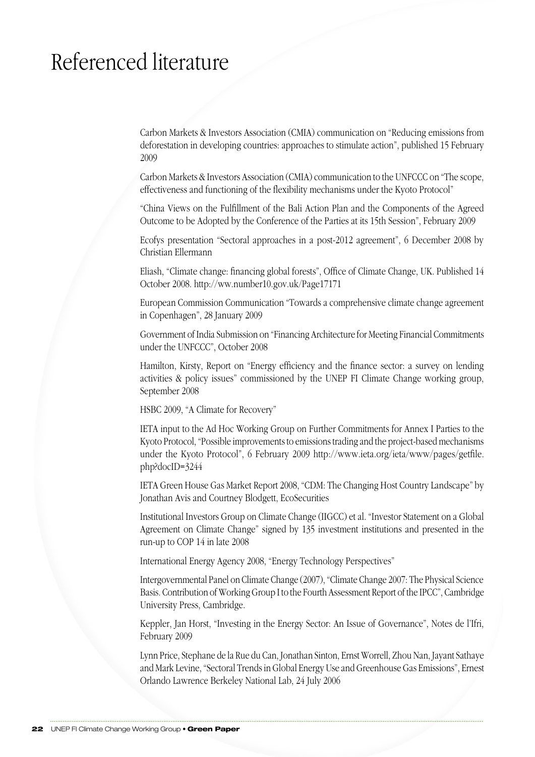# Referenced literature

Carbon Markets & Investors Association (CMIA) communication on "Reducing emissions from deforestation in developing countries: approaches to stimulate action", published 15 February 2009

Carbon Markets & Investors Association (CMIA) communication to the UNFCCC on "The scope, effectiveness and functioning of the flexibility mechanisms under the Kyoto Protocol"

"China Views on the Fulfillment of the Bali Action Plan and the Components of the Agreed Outcome to be Adopted by the Conference of the Parties at its 15th Session", February 2009

Ecofys presentation "Sectoral approaches in a post-2012 agreement", 6 December 2008 by Christian Ellermann

Eliash, "Climate change: financing global forests", Office of Climate Change, UK. Published 14 October 2008. http://ww.number10.gov.uk/Page17171

European Commission Communication "Towards a comprehensive climate change agreement in Copenhagen", 28 January 2009

Government of India Submission on "Financing Architecture for Meeting Financial Commitments under the UNFCCC", October 2008

Hamilton, Kirsty, Report on "Energy efficiency and the finance sector: a survey on lending activities & policy issues" commissioned by the UNEP FI Climate Change working group, September 2008

HSBC 2009, "A Climate for Recovery"

IETA input to the Ad Hoc Working Group on Further Commitments for Annex I Parties to the Kyoto Protocol, "Possible improvements to emissions trading and the project-based mechanisms under the Kyoto Protocol", 6 February 2009 http://www.ieta.org/ieta/www/pages/getfile.php?docID=3244

IETA Green House Gas Market Report 2008, "CDM: The Changing Host Country Landscape" by Jonathan Avis and Courtney Blodgett, EcoSecurities

Institutional Investors Group on Climate Change (IIGCC) et al. "Investor Statement on a Global Agreement on Climate Change" signed by 135 investment institutions and presented in the run-up to COP 14 in late 2008

International Energy Agency 2008, "Energy Technology Perspectives"

Intergovernmental Panel on Climate Change (2007), "Climate Change 2007: The Physical Science Basis. Contribution of Working Group I to the Fourth Assessment Report of the IPCC", Cambridge University Press, Cambridge.

Keppler, Jan Horst, "Investing in the Energy Sector: An Issue of Governance", Notes de l'Ifri, February 2009

Lynn Price, Stephane de la Rue du Can, Jonathan Sinton, Ernst Worrell, Zhou Nan, Jayant Sathaye and Mark Levine, "Sectoral Trends in Global Energy Use and Greenhouse Gas Emissions", Ernest Orlando Lawrence Berkeley National Lab, 24 July 2006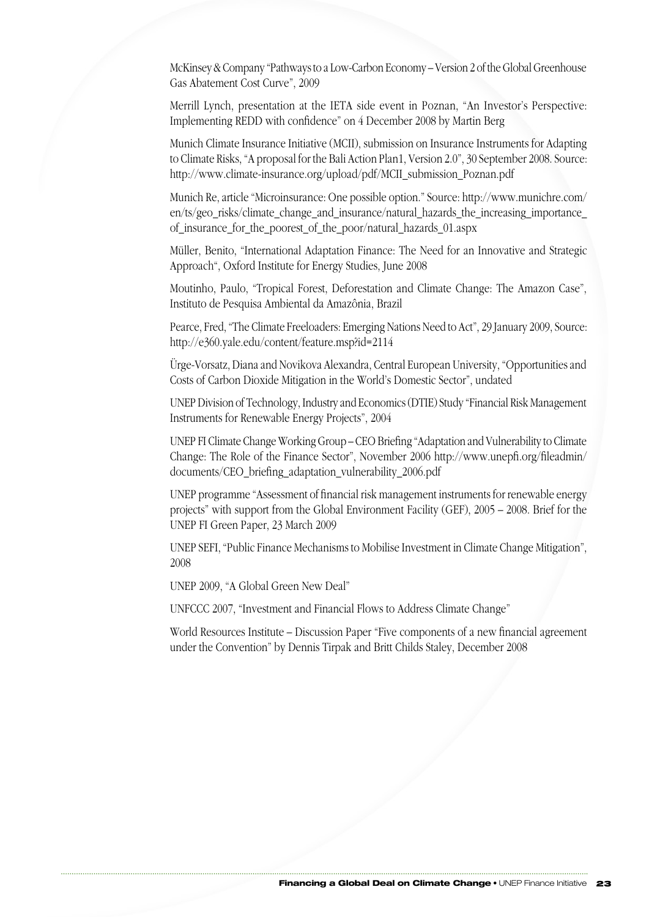McKinsey & Company "Pathways to a Low-Carbon Economy – Version 2 of the Global Greenhouse Gas Abatement Cost Curve", 2009

Merrill Lynch, presentation at the IETA side event in Poznan, "An Investor's Perspective: Implementing REDD with confidence" on 4 December 2008 by Martin Berg

Munich Climate Insurance Initiative (MCII), submission on Insurance Instruments for Adapting to Climate Risks, "A proposal for the Bali Action Plan1, Version 2.0", 30 September 2008. Source: http://www.climate-insurance.org/upload/pdf/MCII_submission_Poznan.pdf

Munich Re, article "Microinsurance: One possible option." Source: http://www.munichre.com/en/ts/geo_risks/climate_change_and_insurance/natural_hazards_the_increasing_importance_of_insurance_for_the_poorest_of_the_poor/natural_hazards_01.aspx

Müller, Benito, "International Adaptation Finance: The Need for an Innovative and Strategic Approach", Oxford Institute for Energy Studies, June 2008

Moutinho, Paulo, "Tropical Forest, Deforestation and Climate Change: The Amazon Case", Instituto de Pesquisa Ambiental da Amazônia, Brazil

Pearce, Fred, "The Climate Freeloaders: Emerging Nations Need to Act", 29 January 2009, Source: http://e360.yale.edu/content/feature.msp?id=2114

Ürge-Vorsatz, Diana and Novikova Alexandra, Central European University, "Opportunities and Costs of Carbon Dioxide Mitigation in the World's Domestic Sector", undated

UNEP Division of Technology, Industry and Economics (DTIE) Study "Financial Risk Management Instruments for Renewable Energy Projects", 2004

UNEP FI Climate Change Working Group – CEO Briefing "Adaptation and Vulnerability to Climate Change: The Role of the Finance Sector", November 2006 http://www.unepfi.org/fileadmin/documents/CEO_briefing_adaptation_vulnerability_2006.pdf

UNEP programme "Assessment of financial risk management instruments for renewable energy projects" with support from the Global Environment Facility (GEF), 2005 – 2008. Brief for the UNEP FI Green Paper, 23 March 2009

UNEP SEFI, "Public Finance Mechanisms to Mobilise Investment in Climate Change Mitigation", 2008

UNEP 2009, "A Global Green New Deal"

UNFCCC 2007, "Investment and Financial Flows to Address Climate Change"

World Resources Institute – Discussion Paper "Five components of a new financial agreement under the Convention" by Dennis Tirpak and Britt Childs Staley, December 2008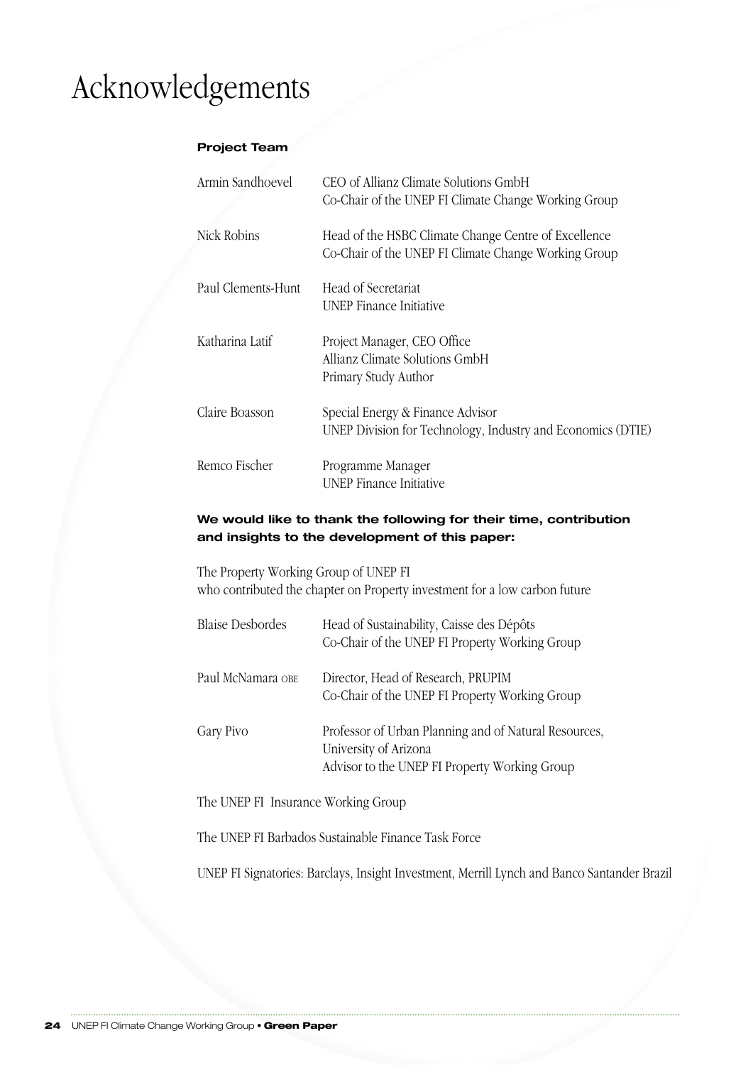# Acknowledgements

**Project Team**

| | |
|---|---|
| Armin Sandhoevel | CEO of Allianz Climate Solutions GmbH<br>Co-Chair of the UNEP FI Climate Change Working Group |
| Nick Robins | Head of the HSBC Climate Change Centre of Excellence<br>Co-Chair of the UNEP FI Climate Change Working Group |
| Paul Clements-Hunt | Head of Secretariat<br>UNEP Finance Initiative |
| Katharina Latif | Project Manager, CEO Office<br>Allianz Climate Solutions GmbH<br>Primary Study Author |
| Claire Boasson | Special Energy & Finance Advisor<br>UNEP Division for Technology, Industry and Economics (DTIE) |
| Remco Fischer | Programme Manager<br>UNEP Finance Initiative |

**We would like to thank the following for their time, contribution and insights to the development of this paper:**

The Property Working Group of UNEP FI
who contributed the chapter on Property investment for a low carbon future

| | |
|---|---|
| Blaise Desbordes | Head of Sustainability, Caisse des Dépôts<br>Co-Chair of the UNEP FI Property Working Group |
| Paul McNamara OBE | Director, Head of Research, PRUPIM<br>Co-Chair of the UNEP FI Property Working Group |
| Gary Pivo | Professor of Urban Planning and of Natural Resources,<br>University of Arizona<br>Advisor to the UNEP FI Property Working Group |

The UNEP FI Insurance Working Group

The UNEP FI Barbados Sustainable Finance Task Force

UNEP FI Signatories: Barclays, Insight Investment, Merrill Lynch and Banco Santander Brazil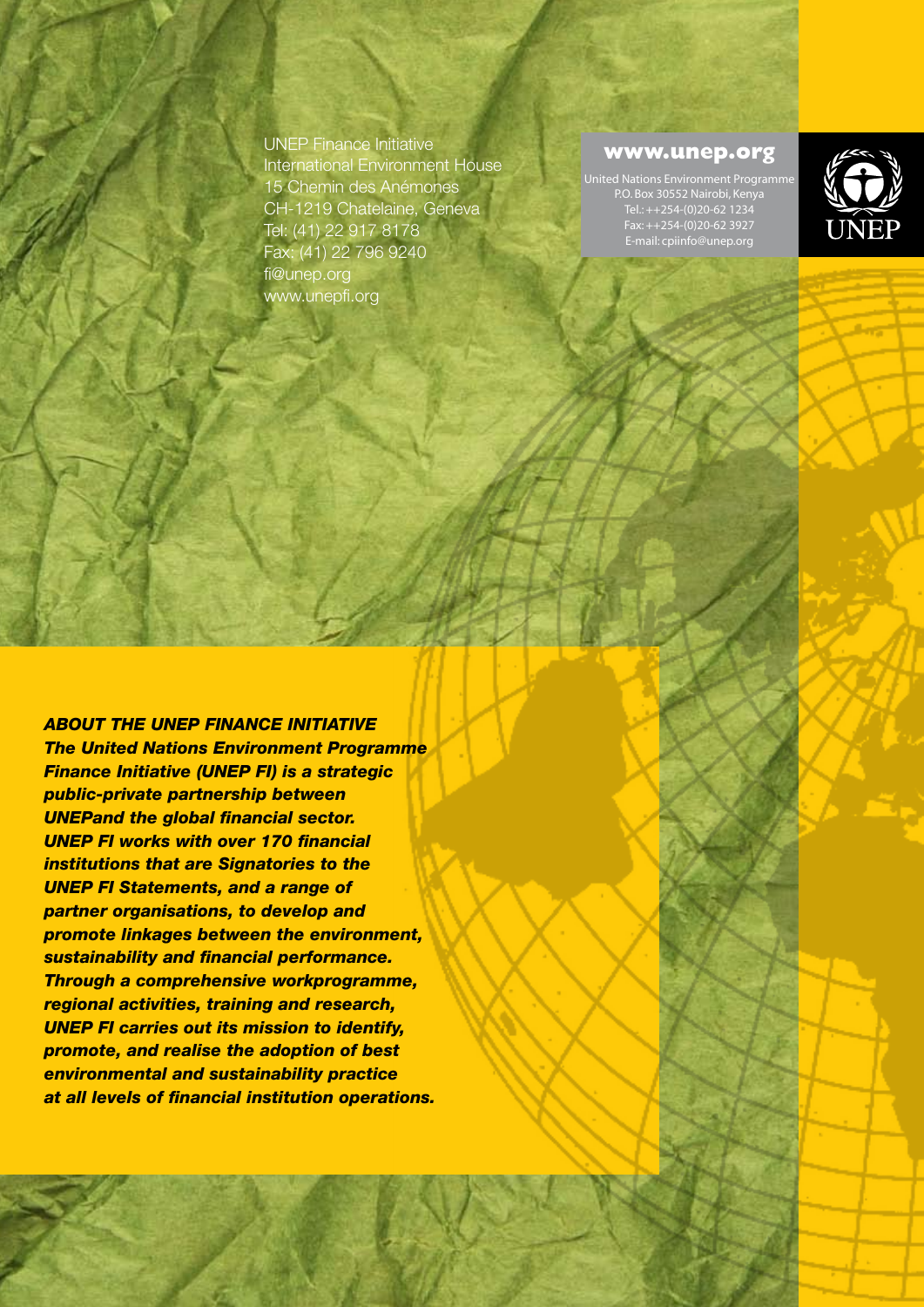UNEP Finance Initiative
International Environment House
15 Chemin des Anémones
CH-1219 Chatelaine, Geneva
Tel: (41) 22 917 8178
Fax: (41) 22 796 9240
fi@unep.org
www.unepfi.org

**www.unep.org**

United Nations Environment Programme
P.O. Box 30552 Nairobi, Kenya
Tel.: ++254-(0)20-62 1234
Fax: ++254-(0)20-62 3927
E-mail: cpiinfo@unep.org

UNEP

***ABOUT THE UNEP FINANCE INITIATIVE***

***The United Nations Environment Programme Finance Initiative (UNEP FI) is a strategic public-private partnership between UNEPand the global financial sector. UNEP FI works with over 170 financial institutions that are Signatories to the UNEP FI Statements, and a range of partner organisations, to develop and promote linkages between the environment, sustainability and financial performance. Through a comprehensive workprogramme, regional activities, training and research, UNEP FI carries out its mission to identify, promote, and realise the adoption of best environmental and sustainability practice at all levels of financial institution operations.***